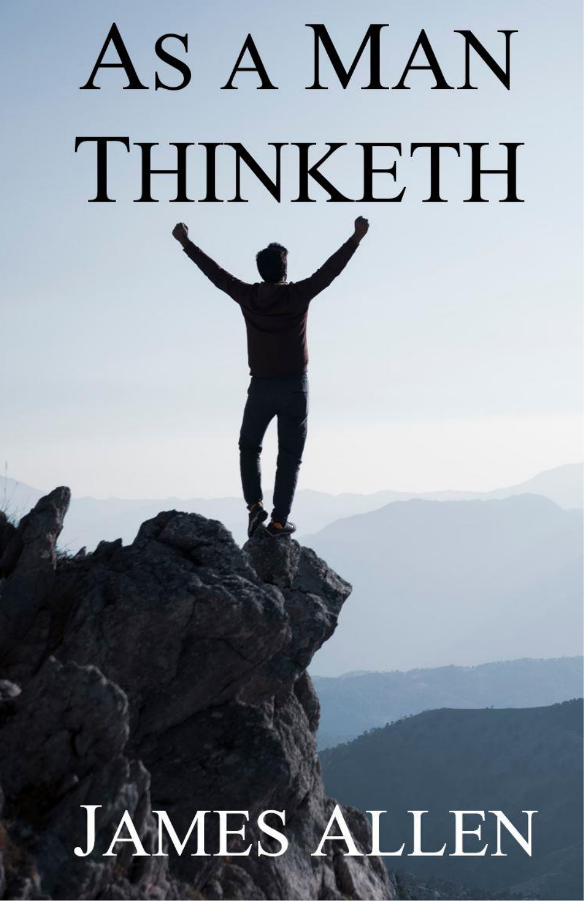# As a Man Thinketh

James Allen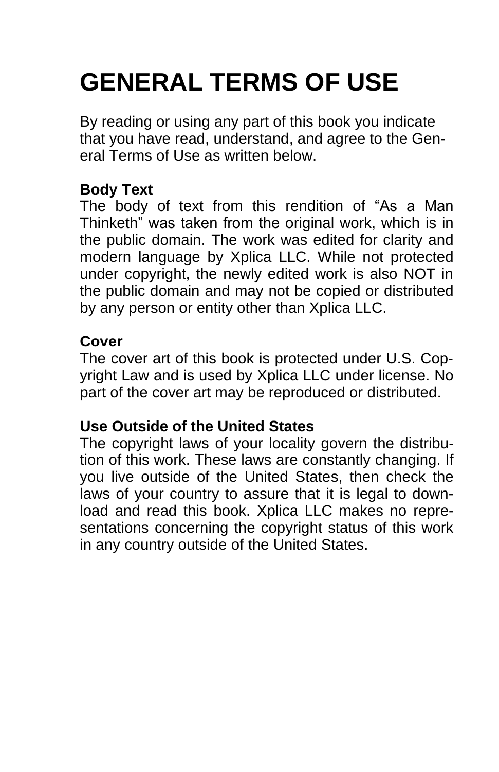# GENERAL TERMS OF USE

By reading or using any part of this book you indicate that you have read, understand, and agree to the General Terms of Use as written below.

**Body Text**
The body of text from this rendition of “As a Man Thinketh” was taken from the original work, which is in the public domain. The work was edited for clarity and modern language by Xplica LLC. While not protected under copyright, the newly edited work is also NOT in the public domain and may not be copied or distributed by any person or entity other than Xplica LLC.

**Cover**
The cover art of this book is protected under U.S. Copyright Law and is used by Xplica LLC under license. No part of the cover art may be reproduced or distributed.

**Use Outside of the United States**
The copyright laws of your locality govern the distribution of this work. These laws are constantly changing. If you live outside of the United States, then check the laws of your country to assure that it is legal to download and read this book. Xplica LLC makes no representations concerning the copyright status of this work in any country outside of the United States.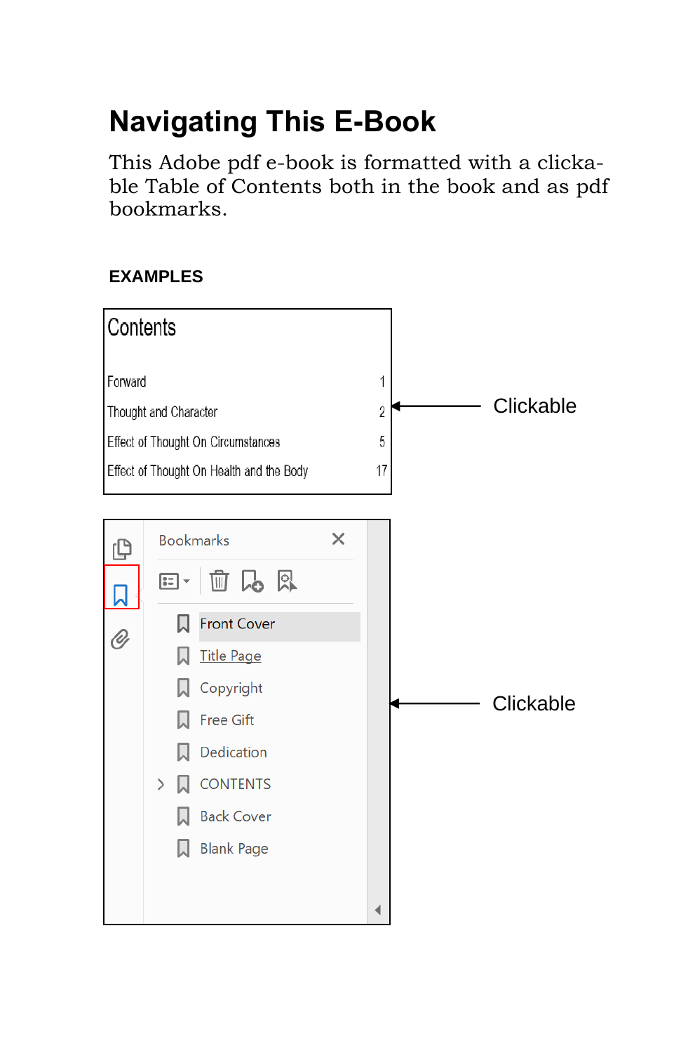# Navigating This E-Book

This Adobe pdf e-book is formatted with a clickable Table of Contents both in the book and as pdf bookmarks.

**EXAMPLES**

| Contents | |
|---|---|
| Forward | 1 |
| Thought and Character | 2 |
| Effect of Thought On Circumstances | 5 |
| Effect of Thought On Health and the Body | 17 |

Clickable

Bookmarks

- Front Cover
- Title Page
- Copyright
- Free Gift
- Dedication
- CONTENTS
- Back Cover
- Blank Page

Clickable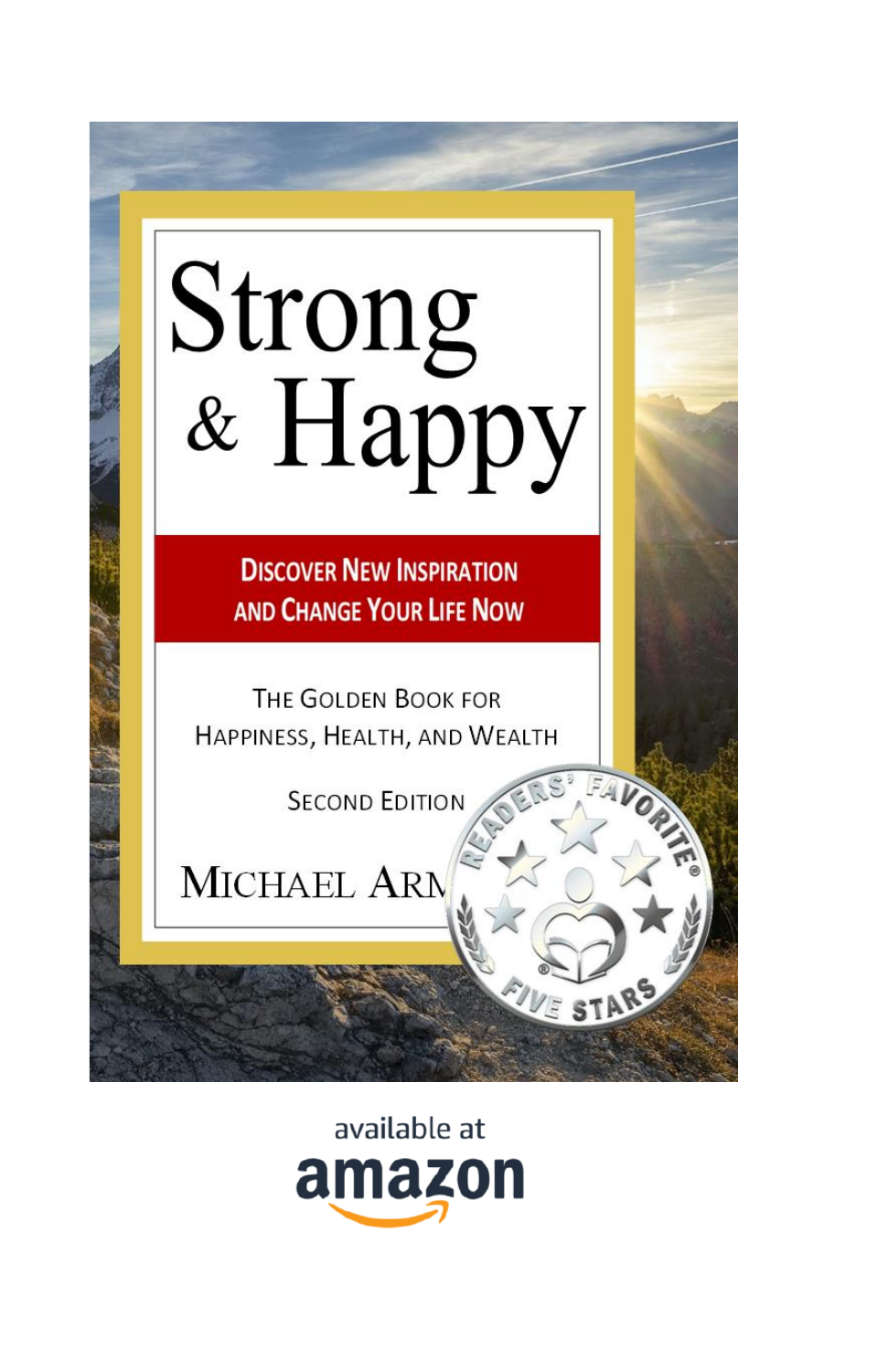# Strong & Happy

**Discover New Inspiration and Change Your Life Now**

The Golden Book for Happiness, Health, and Wealth

Second Edition

Michael Arm

Readers' Favorite — Five Stars

available at amazon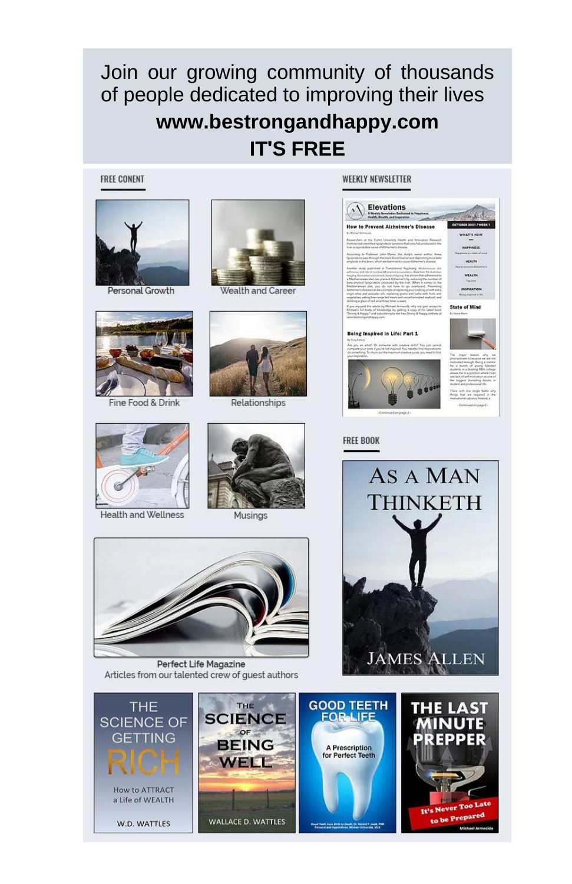Join our growing community of thousands of people dedicated to improving their lives

**www.bestrongandhappy.com**

**IT'S FREE**

## FREE CONENT

Personal Growth

Wealth and Career

Fine Food & Drink

Relationships

Health and Wellness

Musings

Perfect Life Magazine
Articles from our talented crew of guest authors

## WEEKLY NEWSLETTER

## FREE BOOK

AS A MAN THINKETH
JAMES ALLEN

THE SCIENCE OF GETTING RICH
How to ATTRACT a Life of WEALTH
W.D. WATTLES

THE SCIENCE OF BEING WELL
WALLACE D. WATTLES

GOOD TEETH FOR LIFE
A Prescription for Perfect Teeth

THE LAST MINUTE PREPPER
It's Never Too Late to be Prepared
Michael Armocida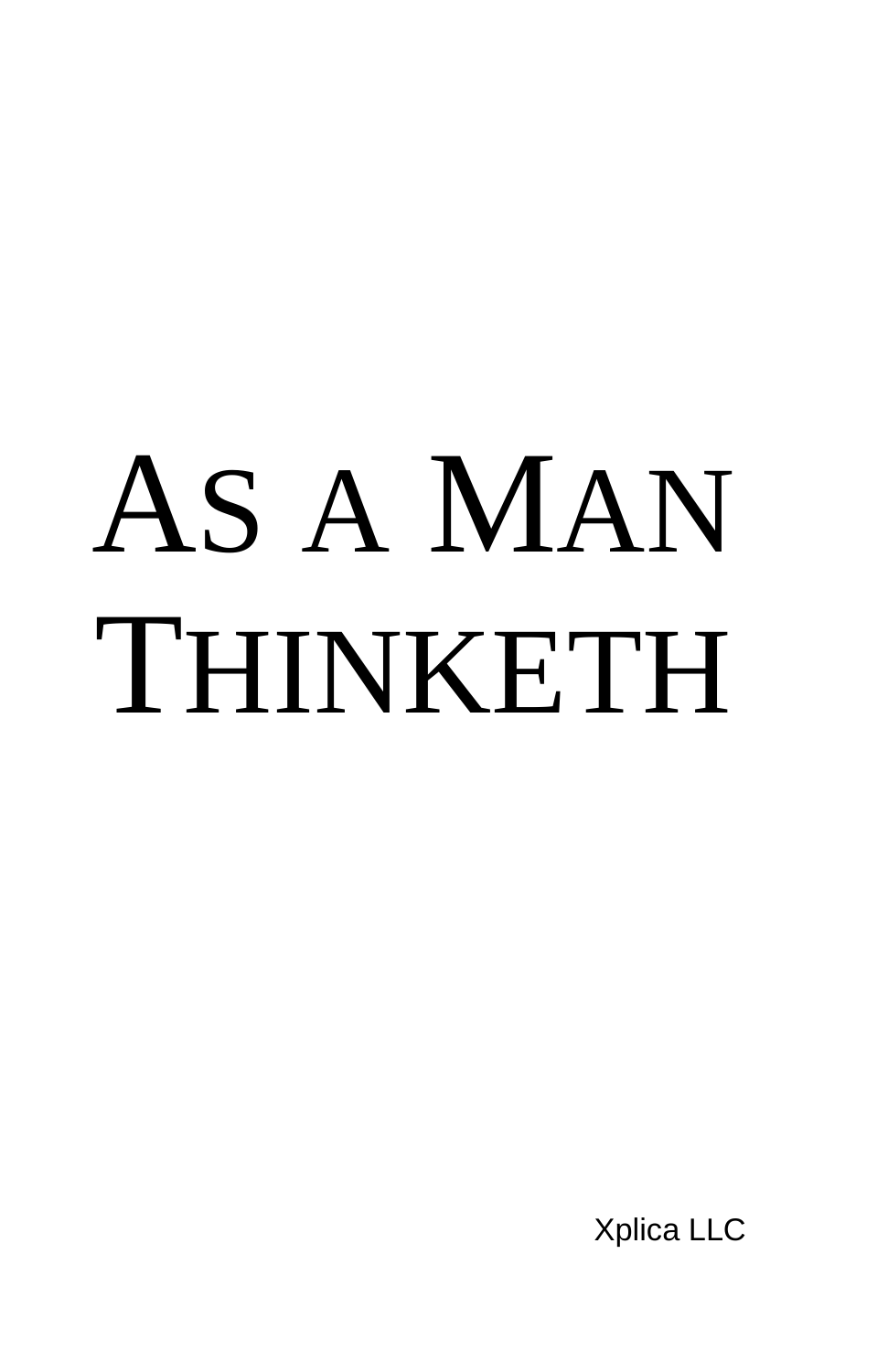# As a Man Thinketh

Xplica LLC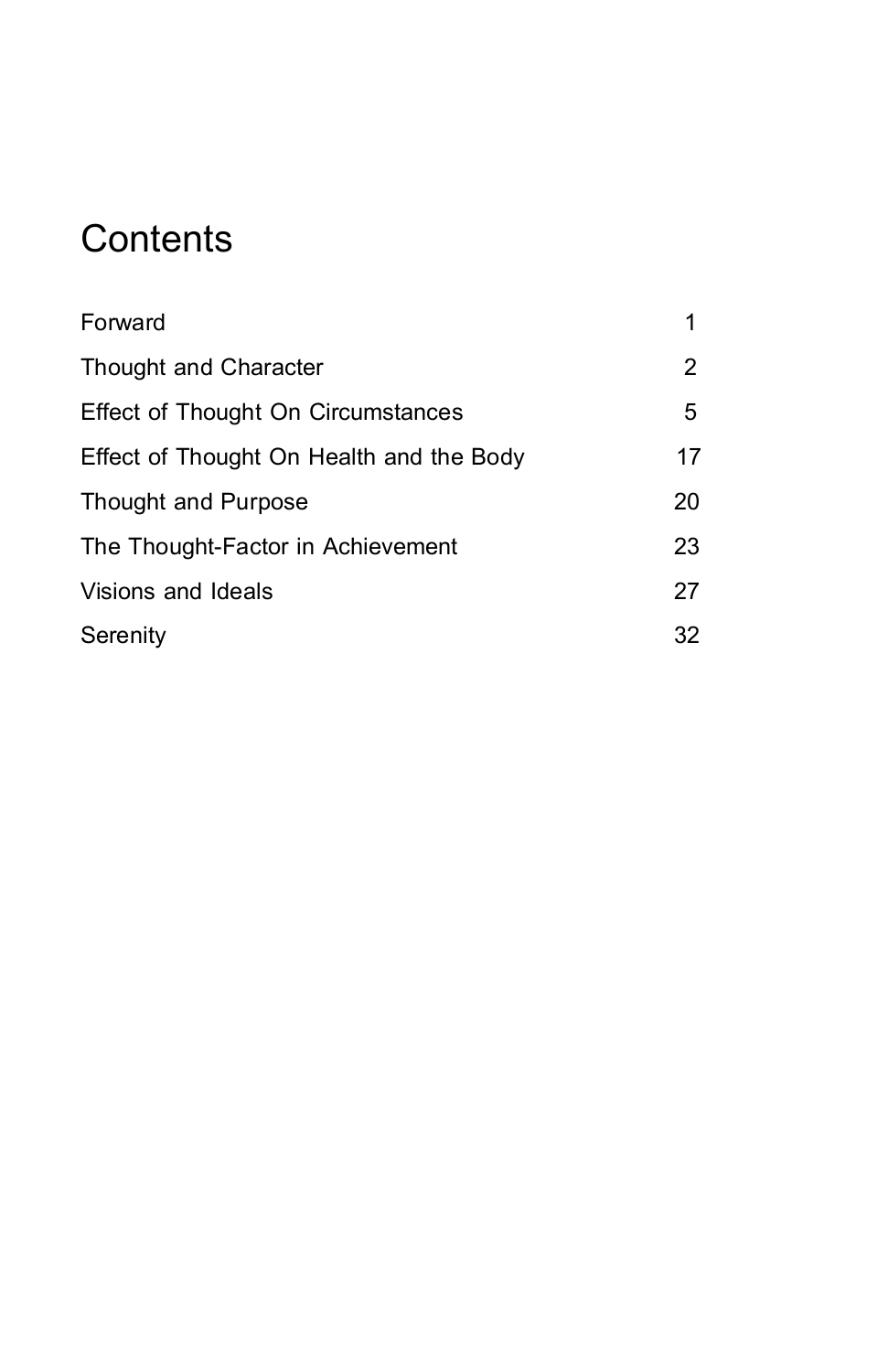# Contents

| | |
|---|---|
| Forward | 1 |
| Thought and Character | 2 |
| Effect of Thought On Circumstances | 5 |
| Effect of Thought On Health and the Body | 17 |
| Thought and Purpose | 20 |
| The Thought-Factor in Achievement | 23 |
| Visions and Ideals | 27 |
| Serenity | 32 |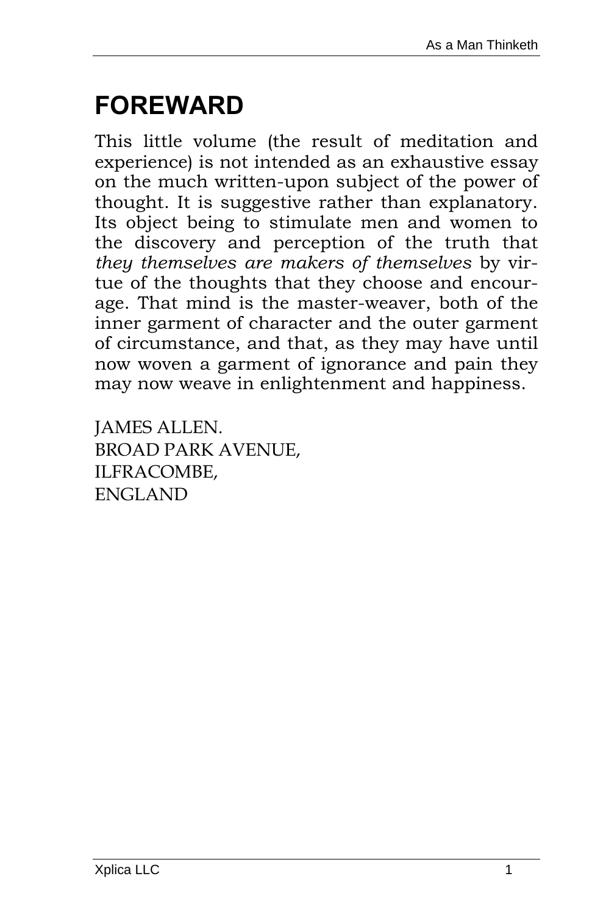# FOREWARD

This little volume (the result of meditation and experience) is not intended as an exhaustive essay on the much written-upon subject of the power of thought. It is suggestive rather than explanatory. Its object being to stimulate men and women to the discovery and perception of the truth that *they themselves are makers of themselves* by virtue of the thoughts that they choose and encourage. That mind is the master-weaver, both of the inner garment of character and the outer garment of circumstance, and that, as they may have until now woven a garment of ignorance and pain they may now weave in enlightenment and happiness.

JAMES ALLEN.
BROAD PARK AVENUE,
ILFRACOMBE,
ENGLAND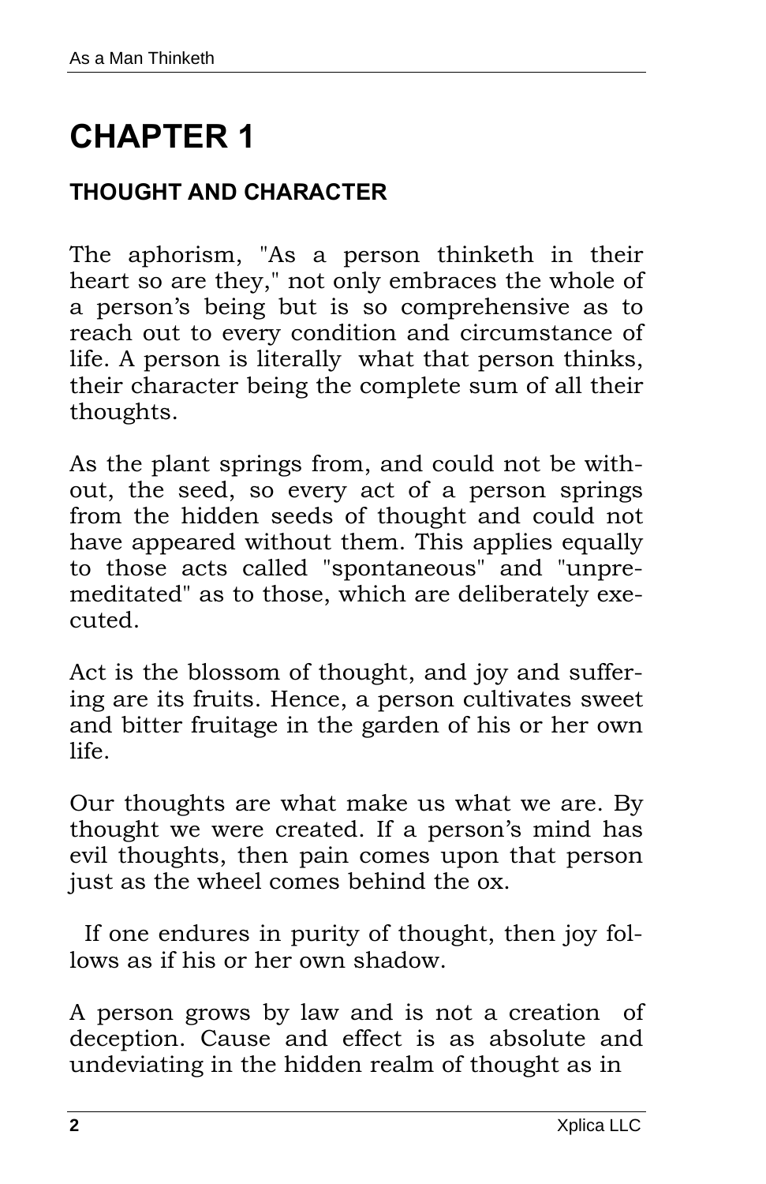# CHAPTER 1

## THOUGHT AND CHARACTER

The aphorism, "As a person thinketh in their heart so are they," not only embraces the whole of a person's being but is so comprehensive as to reach out to every condition and circumstance of life. A person is literally what that person thinks, their character being the complete sum of all their thoughts.

As the plant springs from, and could not be without, the seed, so every act of a person springs from the hidden seeds of thought and could not have appeared without them. This applies equally to those acts called "spontaneous" and "unpremeditated" as to those, which are deliberately executed.

Act is the blossom of thought, and joy and suffering are its fruits. Hence, a person cultivates sweet and bitter fruitage in the garden of his or her own life.

Our thoughts are what make us what we are. By thought we were created. If a person's mind has evil thoughts, then pain comes upon that person just as the wheel comes behind the ox.

If one endures in purity of thought, then joy follows as if his or her own shadow.

A person grows by law and is not a creation of deception. Cause and effect is as absolute and undeviating in the hidden realm of thought as in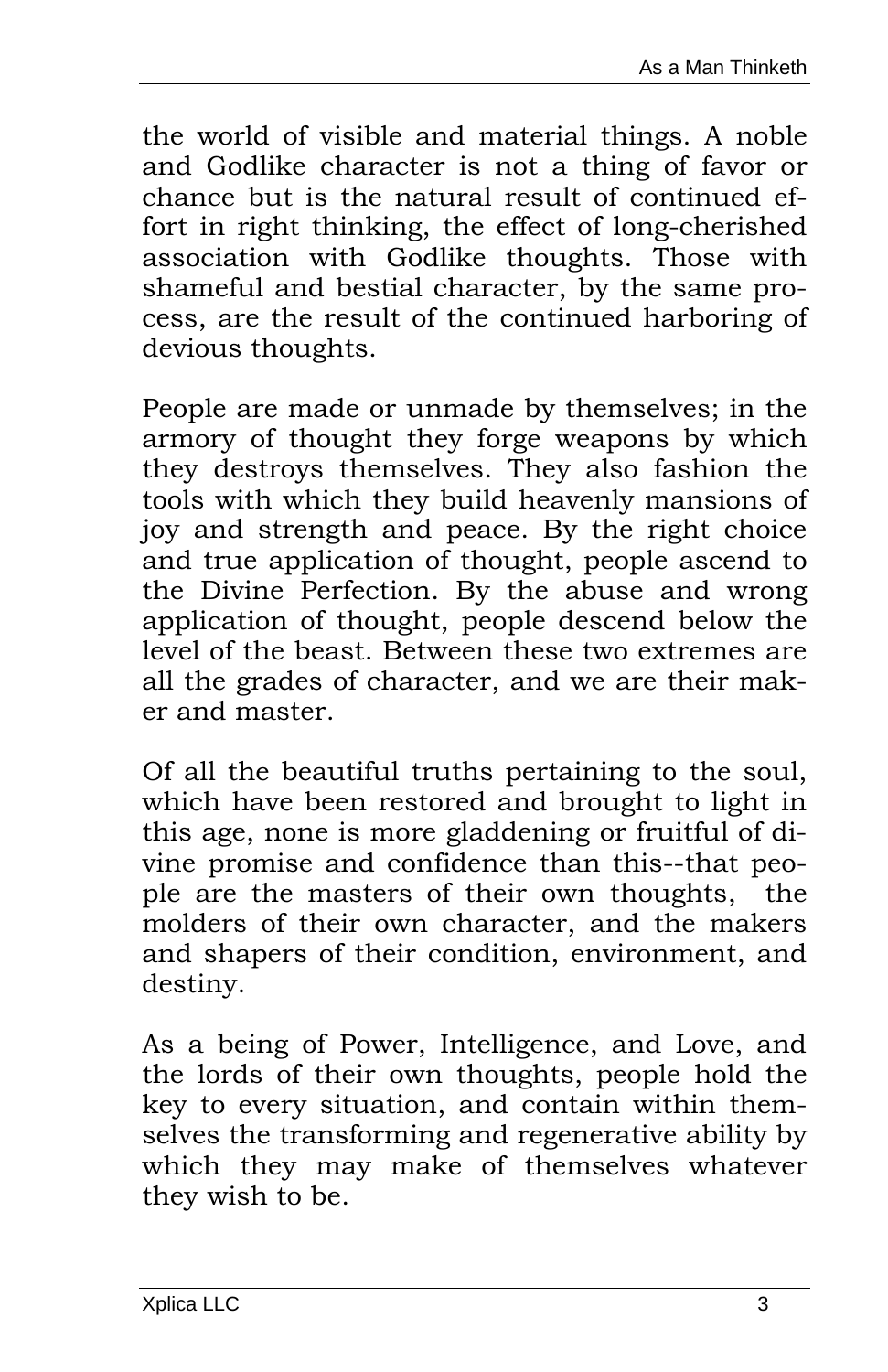the world of visible and material things. A noble and Godlike character is not a thing of favor or chance but is the natural result of continued effort in right thinking, the effect of long-cherished association with Godlike thoughts. Those with shameful and bestial character, by the same process, are the result of the continued harboring of devious thoughts.

People are made or unmade by themselves; in the armory of thought they forge weapons by which they destroys themselves. They also fashion the tools with which they build heavenly mansions of joy and strength and peace. By the right choice and true application of thought, people ascend to the Divine Perfection. By the abuse and wrong application of thought, people descend below the level of the beast. Between these two extremes are all the grades of character, and we are their maker and master.

Of all the beautiful truths pertaining to the soul, which have been restored and brought to light in this age, none is more gladdening or fruitful of divine promise and confidence than this--that people are the masters of their own thoughts, the molders of their own character, and the makers and shapers of their condition, environment, and destiny.

As a being of Power, Intelligence, and Love, and the lords of their own thoughts, people hold the key to every situation, and contain within themselves the transforming and regenerative ability by which they may make of themselves whatever they wish to be.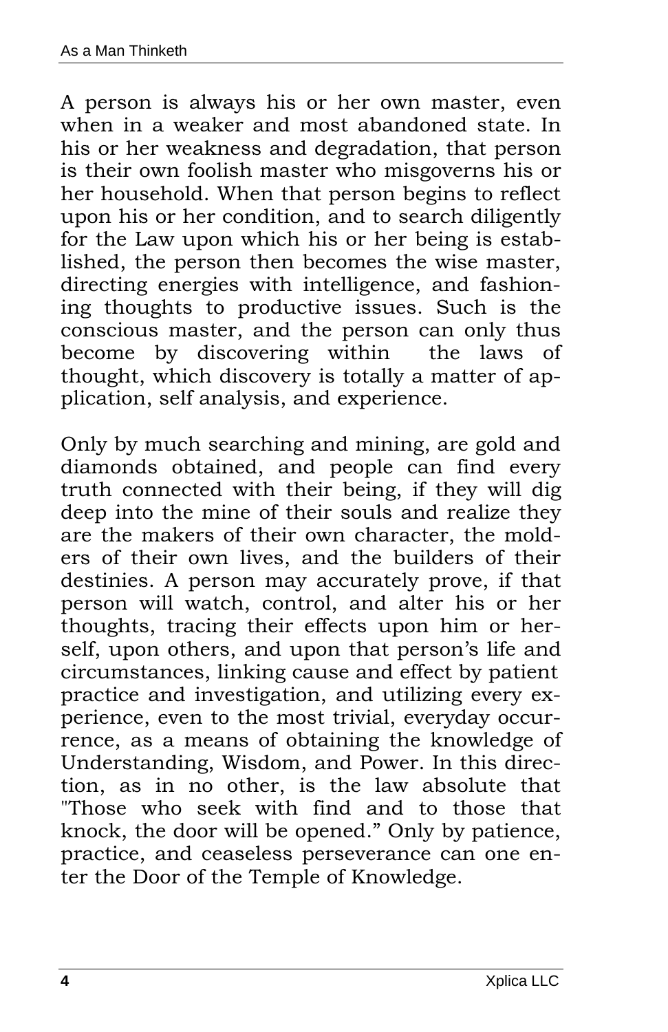A person is always his or her own master, even when in a weaker and most abandoned state. In his or her weakness and degradation, that person is their own foolish master who misgoverns his or her household. When that person begins to reflect upon his or her condition, and to search diligently for the Law upon which his or her being is established, the person then becomes the wise master, directing energies with intelligence, and fashioning thoughts to productive issues. Such is the conscious master, and the person can only thus become by discovering within the laws of thought, which discovery is totally a matter of application, self analysis, and experience.

Only by much searching and mining, are gold and diamonds obtained, and people can find every truth connected with their being, if they will dig deep into the mine of their souls and realize they are the makers of their own character, the molders of their own lives, and the builders of their destinies. A person may accurately prove, if that person will watch, control, and alter his or her thoughts, tracing their effects upon him or herself, upon others, and upon that person's life and circumstances, linking cause and effect by patient practice and investigation, and utilizing every experience, even to the most trivial, everyday occurrence, as a means of obtaining the knowledge of Understanding, Wisdom, and Power. In this direction, as in no other, is the law absolute that "Those who seek with find and to those that knock, the door will be opened." Only by patience, practice, and ceaseless perseverance can one enter the Door of the Temple of Knowledge.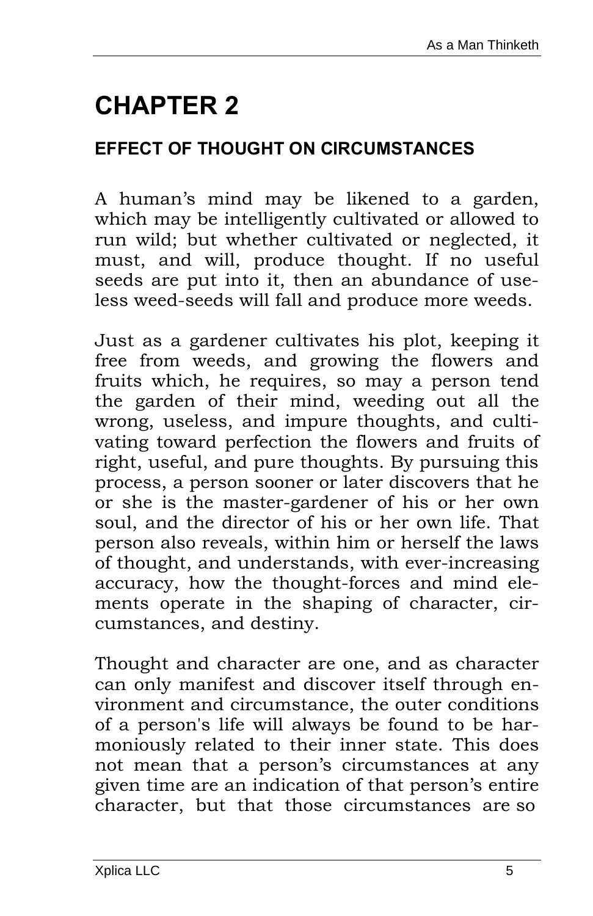# CHAPTER 2

## EFFECT OF THOUGHT ON CIRCUMSTANCES

A human's mind may be likened to a garden, which may be intelligently cultivated or allowed to run wild; but whether cultivated or neglected, it must, and will, produce thought. If no useful seeds are put into it, then an abundance of useless weed-seeds will fall and produce more weeds.

Just as a gardener cultivates his plot, keeping it free from weeds, and growing the flowers and fruits which, he requires, so may a person tend the garden of their mind, weeding out all the wrong, useless, and impure thoughts, and cultivating toward perfection the flowers and fruits of right, useful, and pure thoughts. By pursuing this process, a person sooner or later discovers that he or she is the master-gardener of his or her own soul, and the director of his or her own life. That person also reveals, within him or herself the laws of thought, and understands, with ever-increasing accuracy, how the thought-forces and mind elements operate in the shaping of character, circumstances, and destiny.

Thought and character are one, and as character can only manifest and discover itself through environment and circumstance, the outer conditions of a person's life will always be found to be harmoniously related to their inner state. This does not mean that a person's circumstances at any given time are an indication of that person's entire character, but that those circumstances are so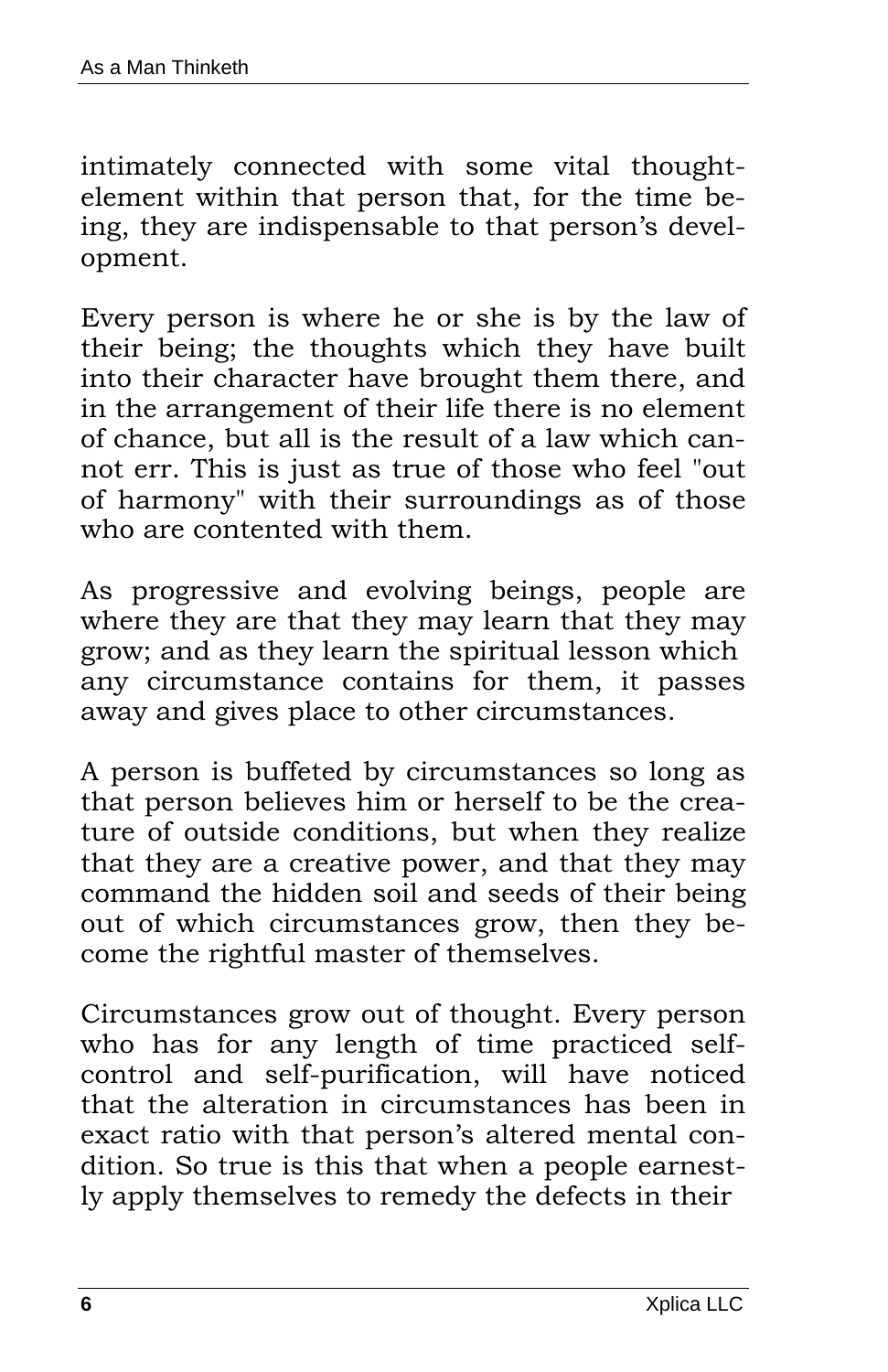intimately connected with some vital thought-element within that person that, for the time being, they are indispensable to that person's development.

Every person is where he or she is by the law of their being; the thoughts which they have built into their character have brought them there, and in the arrangement of their life there is no element of chance, but all is the result of a law which cannot err. This is just as true of those who feel "out of harmony" with their surroundings as of those who are contented with them.

As progressive and evolving beings, people are where they are that they may learn that they may grow; and as they learn the spiritual lesson which any circumstance contains for them, it passes away and gives place to other circumstances.

A person is buffeted by circumstances so long as that person believes him or herself to be the creature of outside conditions, but when they realize that they are a creative power, and that they may command the hidden soil and seeds of their being out of which circumstances grow, then they become the rightful master of themselves.

Circumstances grow out of thought. Every person who has for any length of time practiced self-control and self-purification, will have noticed that the alteration in circumstances has been in exact ratio with that person's altered mental condition. So true is this that when a people earnestly apply themselves to remedy the defects in their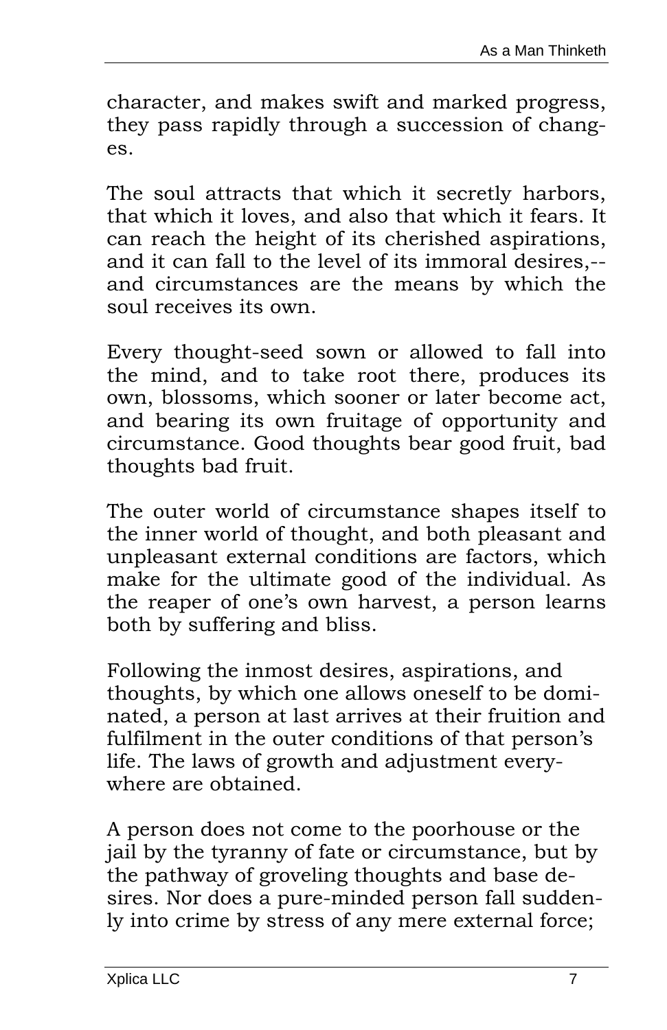character, and makes swift and marked progress, they pass rapidly through a succession of changes.

The soul attracts that which it secretly harbors, that which it loves, and also that which it fears. It can reach the height of its cherished aspirations, and it can fall to the level of its immoral desires,-- and circumstances are the means by which the soul receives its own.

Every thought-seed sown or allowed to fall into the mind, and to take root there, produces its own, blossoms, which sooner or later become act, and bearing its own fruitage of opportunity and circumstance. Good thoughts bear good fruit, bad thoughts bad fruit.

The outer world of circumstance shapes itself to the inner world of thought, and both pleasant and unpleasant external conditions are factors, which make for the ultimate good of the individual. As the reaper of one's own harvest, a person learns both by suffering and bliss.

Following the inmost desires, aspirations, and thoughts, by which one allows oneself to be dominated, a person at last arrives at their fruition and fulfilment in the outer conditions of that person's life. The laws of growth and adjustment everywhere are obtained.

A person does not come to the poorhouse or the jail by the tyranny of fate or circumstance, but by the pathway of groveling thoughts and base desires. Nor does a pure-minded person fall suddenly into crime by stress of any mere external force;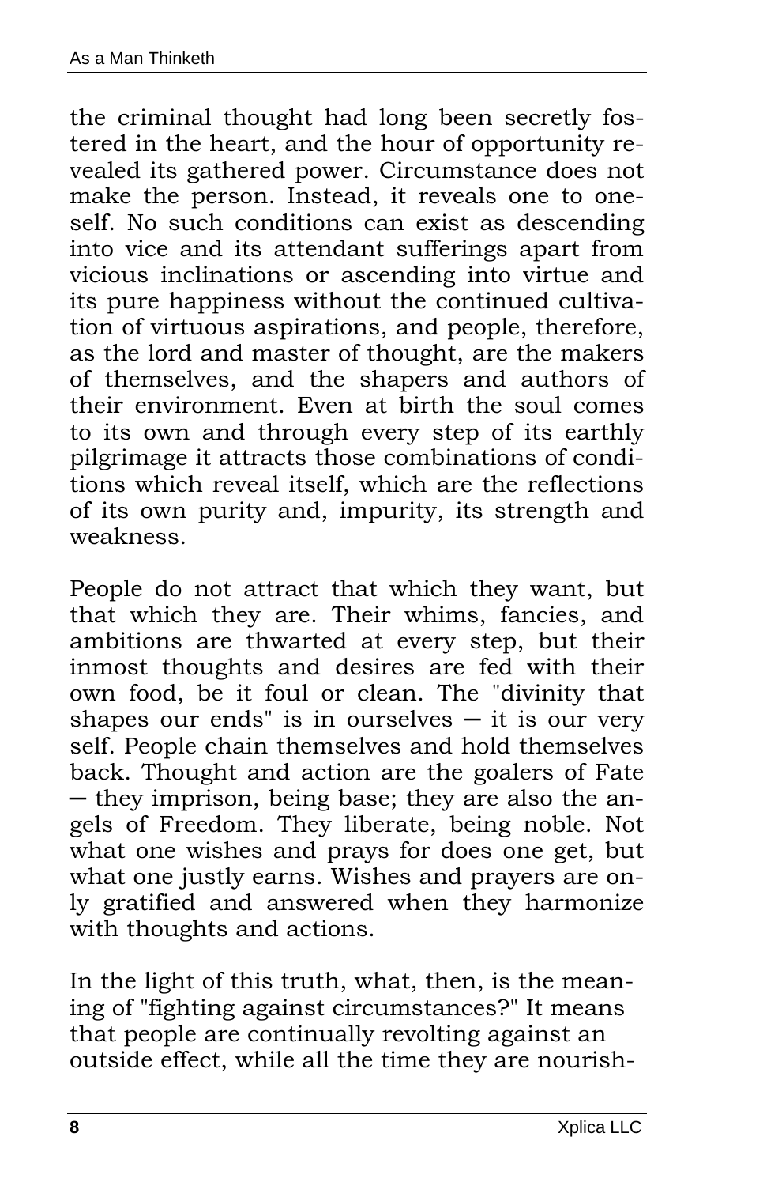the criminal thought had long been secretly fostered in the heart, and the hour of opportunity revealed its gathered power. Circumstance does not make the person. Instead, it reveals one to oneself. No such conditions can exist as descending into vice and its attendant sufferings apart from vicious inclinations or ascending into virtue and its pure happiness without the continued cultivation of virtuous aspirations, and people, therefore, as the lord and master of thought, are the makers of themselves, and the shapers and authors of their environment. Even at birth the soul comes to its own and through every step of its earthly pilgrimage it attracts those combinations of conditions which reveal itself, which are the reflections of its own purity and, impurity, its strength and weakness.

People do not attract that which they want, but that which they are. Their whims, fancies, and ambitions are thwarted at every step, but their inmost thoughts and desires are fed with their own food, be it foul or clean. The "divinity that shapes our ends" is in ourselves — it is our very self. People chain themselves and hold themselves back. Thought and action are the goalers of Fate — they imprison, being base; they are also the angels of Freedom. They liberate, being noble. Not what one wishes and prays for does one get, but what one justly earns. Wishes and prayers are only gratified and answered when they harmonize with thoughts and actions.

In the light of this truth, what, then, is the meaning of "fighting against circumstances?" It means that people are continually revolting against an outside effect, while all the time they are nourish-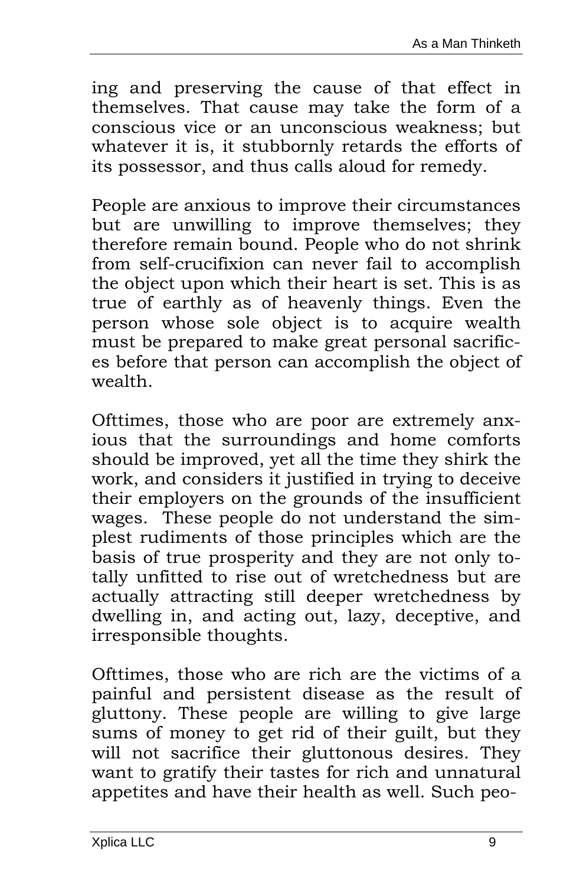ing and preserving the cause of that effect in themselves. That cause may take the form of a conscious vice or an unconscious weakness; but whatever it is, it stubbornly retards the efforts of its possessor, and thus calls aloud for remedy.

People are anxious to improve their circumstances but are unwilling to improve themselves; they therefore remain bound. People who do not shrink from self-crucifixion can never fail to accomplish the object upon which their heart is set. This is as true of earthly as of heavenly things. Even the person whose sole object is to acquire wealth must be prepared to make great personal sacrifices before that person can accomplish the object of wealth.

Ofttimes, those who are poor are extremely anxious that the surroundings and home comforts should be improved, yet all the time they shirk the work, and considers it justified in trying to deceive their employers on the grounds of the insufficient wages. These people do not understand the simplest rudiments of those principles which are the basis of true prosperity and they are not only totally unfitted to rise out of wretchedness but are actually attracting still deeper wretchedness by dwelling in, and acting out, lazy, deceptive, and irresponsible thoughts.

Ofttimes, those who are rich are the victims of a painful and persistent disease as the result of gluttony. These people are willing to give large sums of money to get rid of their guilt, but they will not sacrifice their gluttonous desires. They want to gratify their tastes for rich and unnatural appetites and have their health as well. Such peo-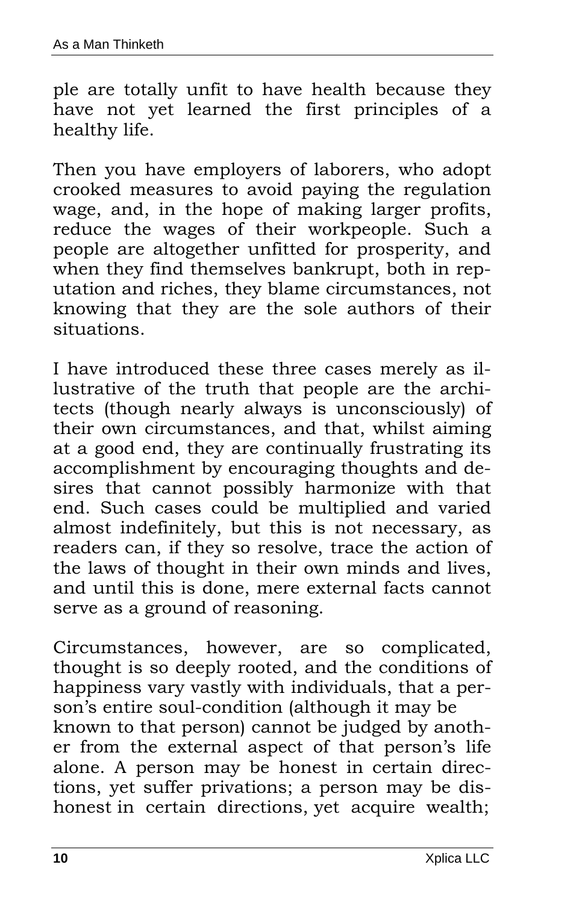ple are totally unfit to have health because they have not yet learned the first principles of a healthy life.

Then you have employers of laborers, who adopt crooked measures to avoid paying the regulation wage, and, in the hope of making larger profits, reduce the wages of their workpeople. Such a people are altogether unfitted for prosperity, and when they find themselves bankrupt, both in reputation and riches, they blame circumstances, not knowing that they are the sole authors of their situations.

I have introduced these three cases merely as illustrative of the truth that people are the architects (though nearly always is unconsciously) of their own circumstances, and that, whilst aiming at a good end, they are continually frustrating its accomplishment by encouraging thoughts and desires that cannot possibly harmonize with that end. Such cases could be multiplied and varied almost indefinitely, but this is not necessary, as readers can, if they so resolve, trace the action of the laws of thought in their own minds and lives, and until this is done, mere external facts cannot serve as a ground of reasoning.

Circumstances, however, are so complicated, thought is so deeply rooted, and the conditions of happiness vary vastly with individuals, that a person's entire soul-condition (although it may be known to that person) cannot be judged by another from the external aspect of that person's life alone. A person may be honest in certain directions, yet suffer privations; a person may be dishonest in certain directions, yet acquire wealth;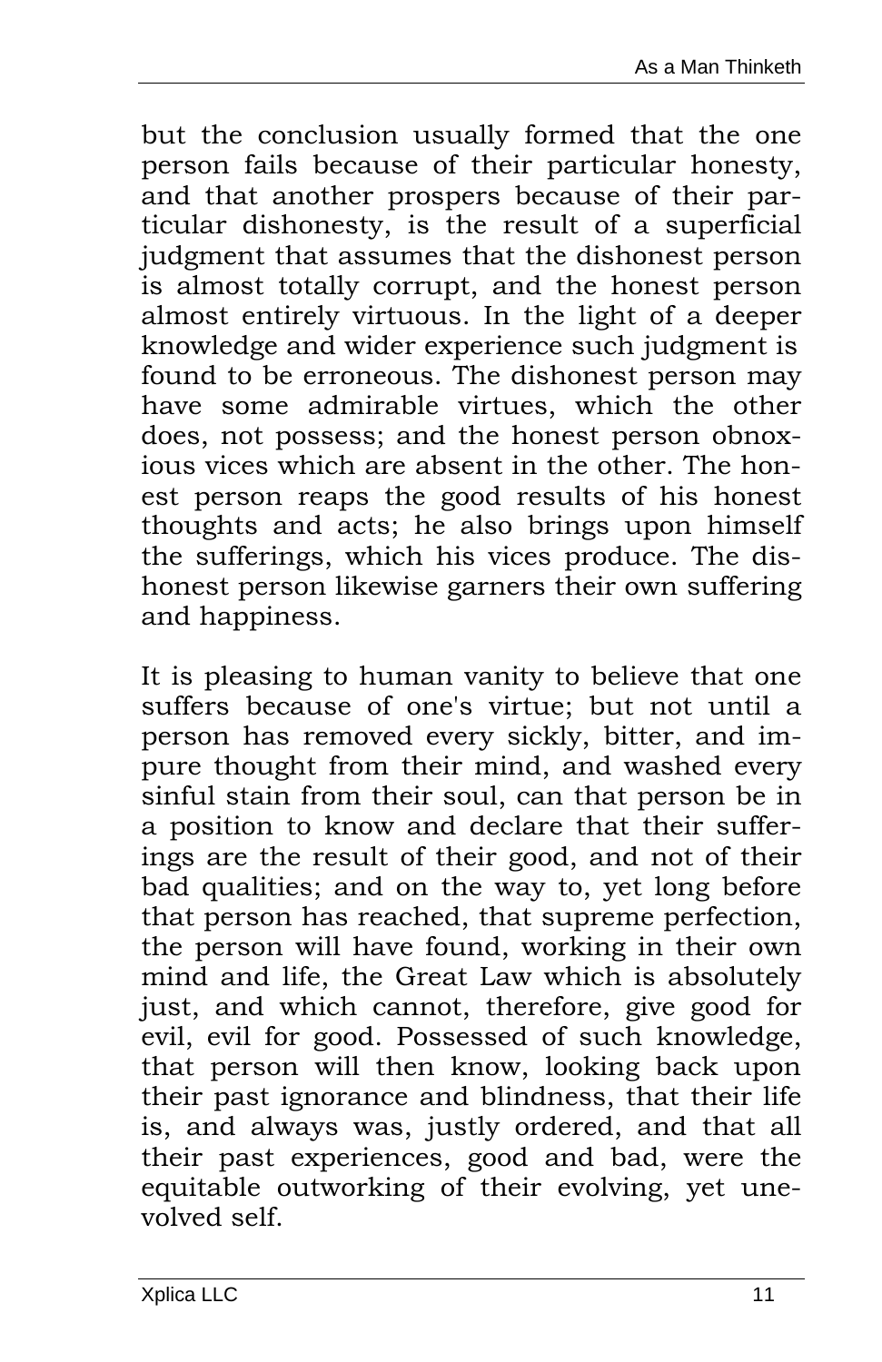but the conclusion usually formed that the one person fails because of their particular honesty, and that another prospers because of their particular dishonesty, is the result of a superficial judgment that assumes that the dishonest person is almost totally corrupt, and the honest person almost entirely virtuous. In the light of a deeper knowledge and wider experience such judgment is found to be erroneous. The dishonest person may have some admirable virtues, which the other does, not possess; and the honest person obnoxious vices which are absent in the other. The honest person reaps the good results of his honest thoughts and acts; he also brings upon himself the sufferings, which his vices produce. The dishonest person likewise garners their own suffering and happiness.

It is pleasing to human vanity to believe that one suffers because of one's virtue; but not until a person has removed every sickly, bitter, and impure thought from their mind, and washed every sinful stain from their soul, can that person be in a position to know and declare that their sufferings are the result of their good, and not of their bad qualities; and on the way to, yet long before that person has reached, that supreme perfection, the person will have found, working in their own mind and life, the Great Law which is absolutely just, and which cannot, therefore, give good for evil, evil for good. Possessed of such knowledge, that person will then know, looking back upon their past ignorance and blindness, that their life is, and always was, justly ordered, and that all their past experiences, good and bad, were the equitable outworking of their evolving, yet unevolved self.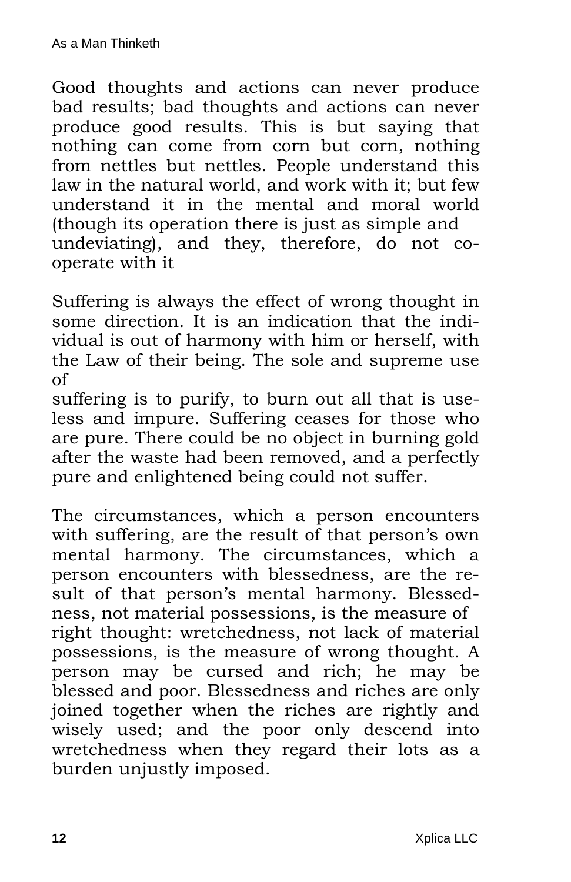Good thoughts and actions can never produce bad results; bad thoughts and actions can never produce good results. This is but saying that nothing can come from corn but corn, nothing from nettles but nettles. People understand this law in the natural world, and work with it; but few understand it in the mental and moral world (though its operation there is just as simple and undeviating), and they, therefore, do not co-operate with it

Suffering is always the effect of wrong thought in some direction. It is an indication that the individual is out of harmony with him or herself, with the Law of their being. The sole and supreme use of suffering is to purify, to burn out all that is useless and impure. Suffering ceases for those who are pure. There could be no object in burning gold after the waste had been removed, and a perfectly pure and enlightened being could not suffer.

The circumstances, which a person encounters with suffering, are the result of that person's own mental harmony. The circumstances, which a person encounters with blessedness, are the result of that person's mental harmony. Blessedness, not material possessions, is the measure of right thought: wretchedness, not lack of material possessions, is the measure of wrong thought. A person may be cursed and rich; he may be blessed and poor. Blessedness and riches are only joined together when the riches are rightly and wisely used; and the poor only descend into wretchedness when they regard their lots as a burden unjustly imposed.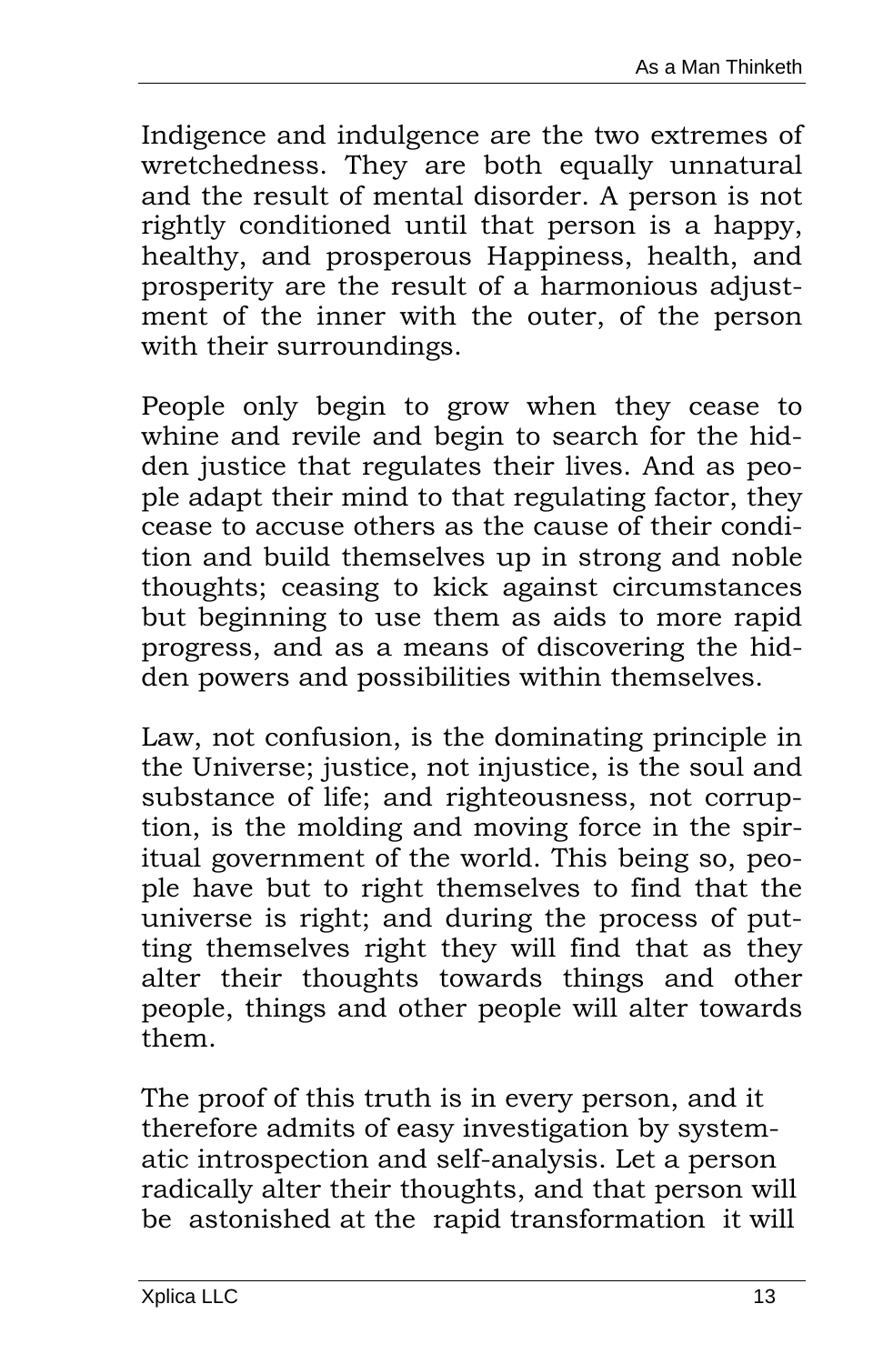Indigence and indulgence are the two extremes of wretchedness. They are both equally unnatural and the result of mental disorder. A person is not rightly conditioned until that person is a happy, healthy, and prosperous Happiness, health, and prosperity are the result of a harmonious adjustment of the inner with the outer, of the person with their surroundings.

People only begin to grow when they cease to whine and revile and begin to search for the hidden justice that regulates their lives. And as people adapt their mind to that regulating factor, they cease to accuse others as the cause of their condition and build themselves up in strong and noble thoughts; ceasing to kick against circumstances but beginning to use them as aids to more rapid progress, and as a means of discovering the hidden powers and possibilities within themselves.

Law, not confusion, is the dominating principle in the Universe; justice, not injustice, is the soul and substance of life; and righteousness, not corruption, is the molding and moving force in the spiritual government of the world. This being so, people have but to right themselves to find that the universe is right; and during the process of putting themselves right they will find that as they alter their thoughts towards things and other people, things and other people will alter towards them.

The proof of this truth is in every person, and it therefore admits of easy investigation by systematic introspection and self-analysis. Let a person radically alter their thoughts, and that person will be astonished at the rapid transformation it will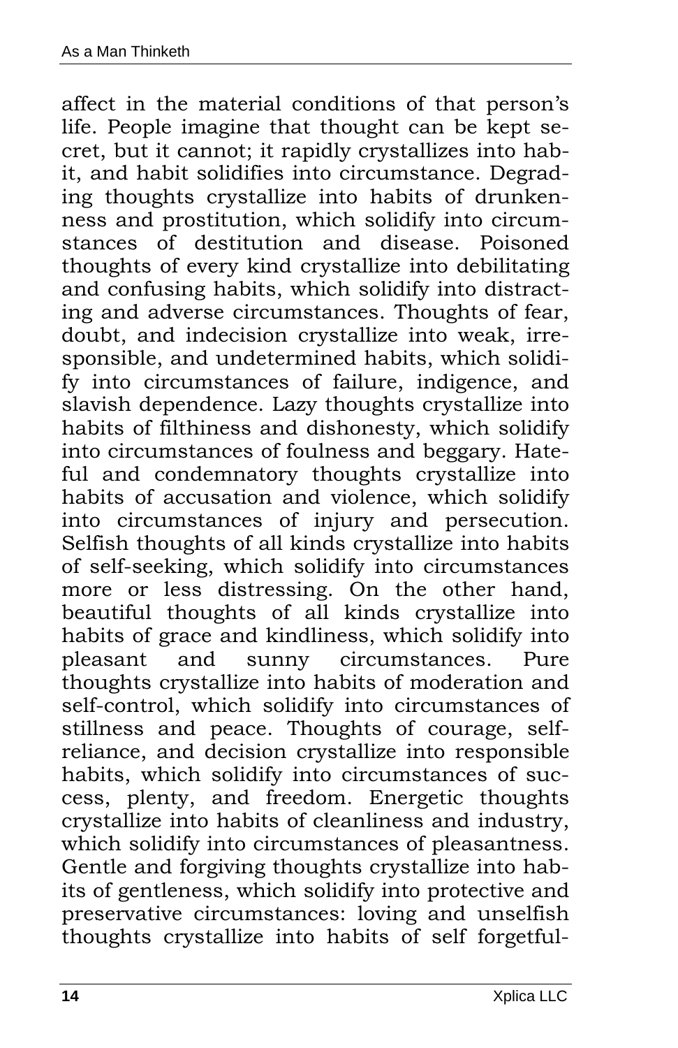affect in the material conditions of that person's life. People imagine that thought can be kept secret, but it cannot; it rapidly crystallizes into habit, and habit solidifies into circumstance. Degrading thoughts crystallize into habits of drunkenness and prostitution, which solidify into circumstances of destitution and disease. Poisoned thoughts of every kind crystallize into debilitating and confusing habits, which solidify into distracting and adverse circumstances. Thoughts of fear, doubt, and indecision crystallize into weak, irresponsible, and undetermined habits, which solidify into circumstances of failure, indigence, and slavish dependence. Lazy thoughts crystallize into habits of filthiness and dishonesty, which solidify into circumstances of foulness and beggary. Hateful and condemnatory thoughts crystallize into habits of accusation and violence, which solidify into circumstances of injury and persecution. Selfish thoughts of all kinds crystallize into habits of self-seeking, which solidify into circumstances more or less distressing. On the other hand, beautiful thoughts of all kinds crystallize into habits of grace and kindliness, which solidify into pleasant and sunny circumstances. Pure thoughts crystallize into habits of moderation and self-control, which solidify into circumstances of stillness and peace. Thoughts of courage, self-reliance, and decision crystallize into responsible habits, which solidify into circumstances of success, plenty, and freedom. Energetic thoughts crystallize into habits of cleanliness and industry, which solidify into circumstances of pleasantness. Gentle and forgiving thoughts crystallize into habits of gentleness, which solidify into protective and preservative circumstances: loving and unselfish thoughts crystallize into habits of self forgetful-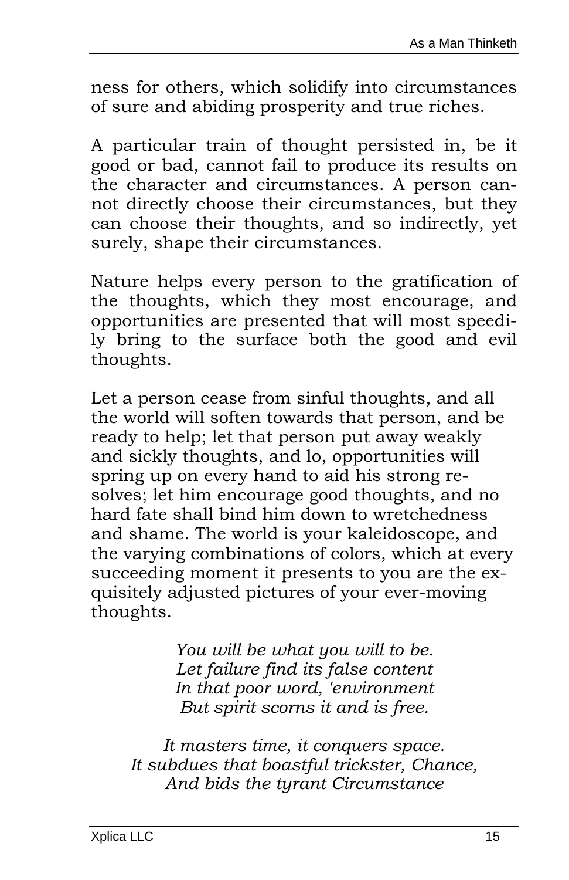ness for others, which solidify into circumstances of sure and abiding prosperity and true riches.

A particular train of thought persisted in, be it good or bad, cannot fail to produce its results on the character and circumstances. A person cannot directly choose their circumstances, but they can choose their thoughts, and so indirectly, yet surely, shape their circumstances.

Nature helps every person to the gratification of the thoughts, which they most encourage, and opportunities are presented that will most speedily bring to the surface both the good and evil thoughts.

Let a person cease from sinful thoughts, and all the world will soften towards that person, and be ready to help; let that person put away weakly and sickly thoughts, and lo, opportunities will spring up on every hand to aid his strong resolves; let him encourage good thoughts, and no hard fate shall bind him down to wretchedness and shame. The world is your kaleidoscope, and the varying combinations of colors, which at every succeeding moment it presents to you are the exquisitely adjusted pictures of your ever-moving thoughts.

*You will be what you will to be.*
*Let failure find its false content*
*In that poor word, 'environment*
*But spirit scorns it and is free.*

*It masters time, it conquers space.*
*It subdues that boastful trickster, Chance,*
*And bids the tyrant Circumstance*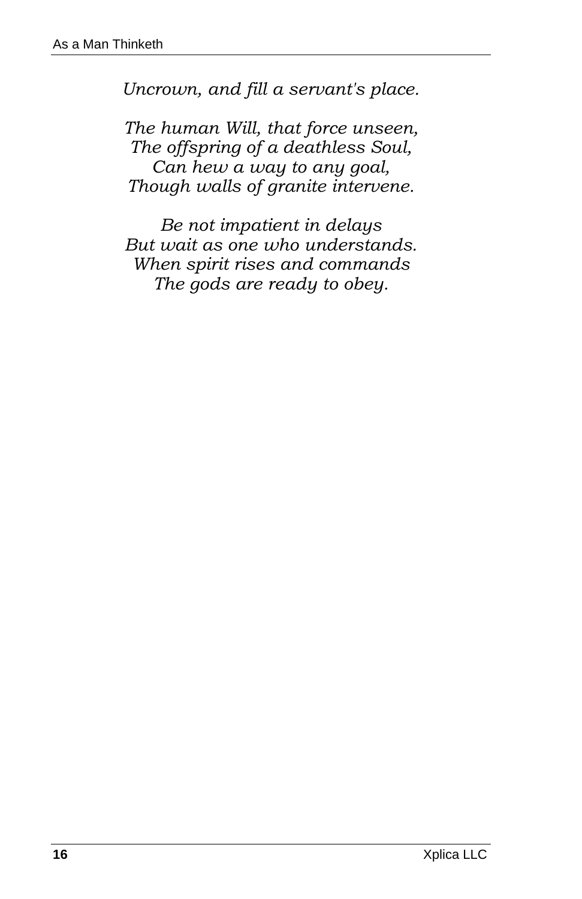*Uncrown, and fill a servant's place.*

*The human Will, that force unseen,*
*The offspring of a deathless Soul,*
*Can hew a way to any goal,*
*Though walls of granite intervene.*

*Be not impatient in delays*
*But wait as one who understands.*
*When spirit rises and commands*
*The gods are ready to obey.*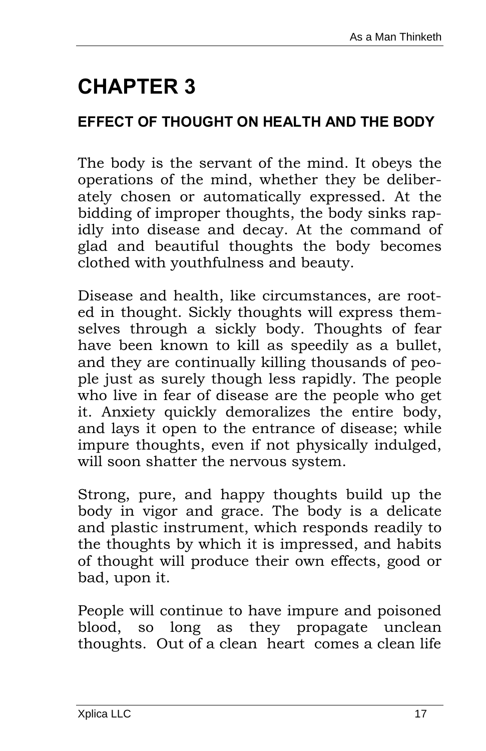# CHAPTER 3

## EFFECT OF THOUGHT ON HEALTH AND THE BODY

The body is the servant of the mind. It obeys the operations of the mind, whether they be deliberately chosen or automatically expressed. At the bidding of improper thoughts, the body sinks rapidly into disease and decay. At the command of glad and beautiful thoughts the body becomes clothed with youthfulness and beauty.

Disease and health, like circumstances, are rooted in thought. Sickly thoughts will express themselves through a sickly body. Thoughts of fear have been known to kill as speedily as a bullet, and they are continually killing thousands of people just as surely though less rapidly. The people who live in fear of disease are the people who get it. Anxiety quickly demoralizes the entire body, and lays it open to the entrance of disease; while impure thoughts, even if not physically indulged, will soon shatter the nervous system.

Strong, pure, and happy thoughts build up the body in vigor and grace. The body is a delicate and plastic instrument, which responds readily to the thoughts by which it is impressed, and habits of thought will produce their own effects, good or bad, upon it.

People will continue to have impure and poisoned blood, so long as they propagate unclean thoughts. Out of a clean heart comes a clean life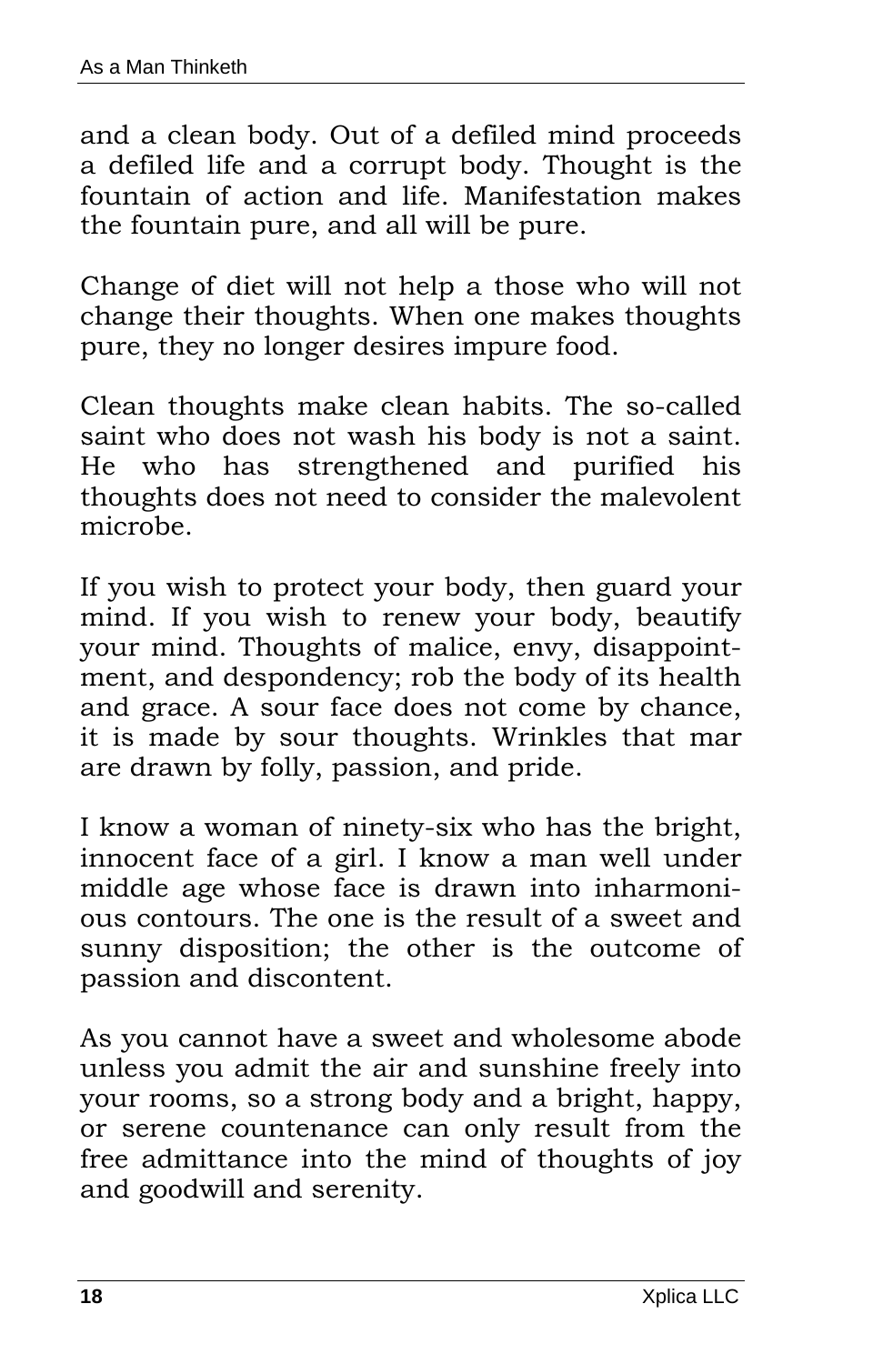and a clean body. Out of a defiled mind proceeds a defiled life and a corrupt body. Thought is the fountain of action and life. Manifestation makes the fountain pure, and all will be pure.

Change of diet will not help a those who will not change their thoughts. When one makes thoughts pure, they no longer desires impure food.

Clean thoughts make clean habits. The so-called saint who does not wash his body is not a saint. He who has strengthened and purified his thoughts does not need to consider the malevolent microbe.

If you wish to protect your body, then guard your mind. If you wish to renew your body, beautify your mind. Thoughts of malice, envy, disappointment, and despondency; rob the body of its health and grace. A sour face does not come by chance, it is made by sour thoughts. Wrinkles that mar are drawn by folly, passion, and pride.

I know a woman of ninety-six who has the bright, innocent face of a girl. I know a man well under middle age whose face is drawn into inharmonious contours. The one is the result of a sweet and sunny disposition; the other is the outcome of passion and discontent.

As you cannot have a sweet and wholesome abode unless you admit the air and sunshine freely into your rooms, so a strong body and a bright, happy, or serene countenance can only result from the free admittance into the mind of thoughts of joy and goodwill and serenity.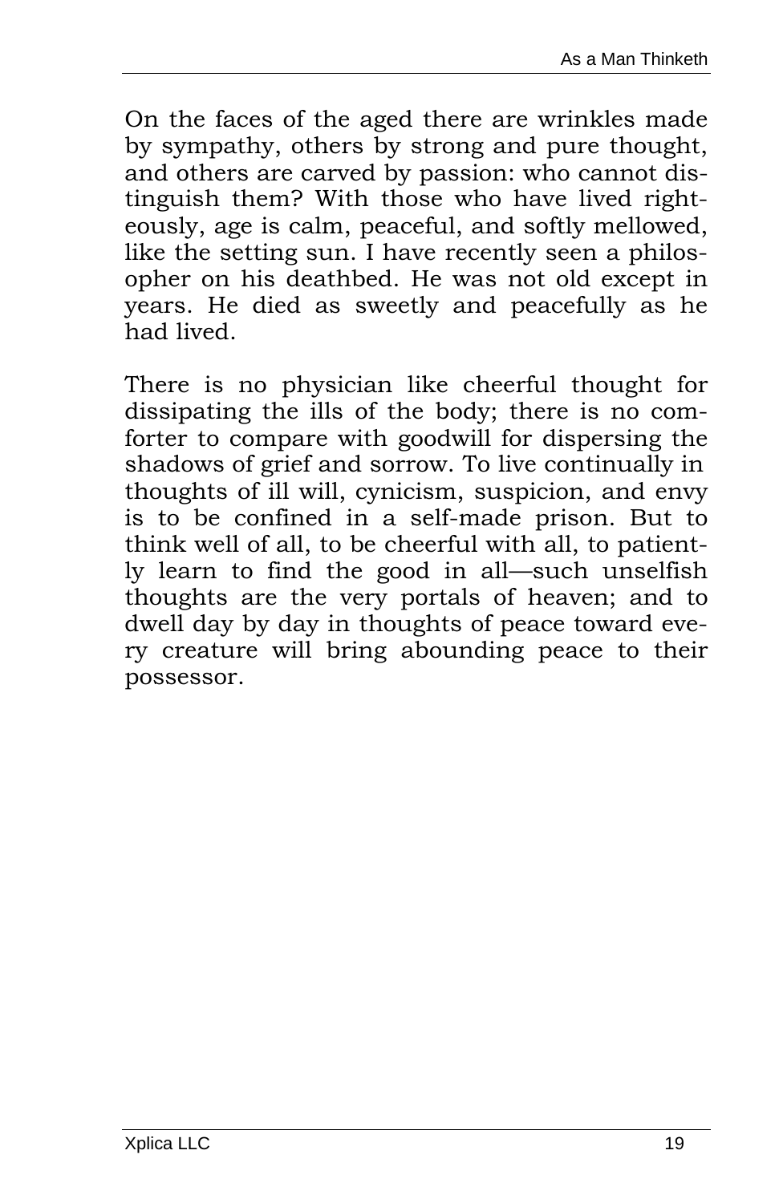On the faces of the aged there are wrinkles made by sympathy, others by strong and pure thought, and others are carved by passion: who cannot distinguish them? With those who have lived righteously, age is calm, peaceful, and softly mellowed, like the setting sun. I have recently seen a philosopher on his deathbed. He was not old except in years. He died as sweetly and peacefully as he had lived.

There is no physician like cheerful thought for dissipating the ills of the body; there is no comforter to compare with goodwill for dispersing the shadows of grief and sorrow. To live continually in thoughts of ill will, cynicism, suspicion, and envy is to be confined in a self-made prison. But to think well of all, to be cheerful with all, to patiently learn to find the good in all—such unselfish thoughts are the very portals of heaven; and to dwell day by day in thoughts of peace toward every creature will bring abounding peace to their possessor.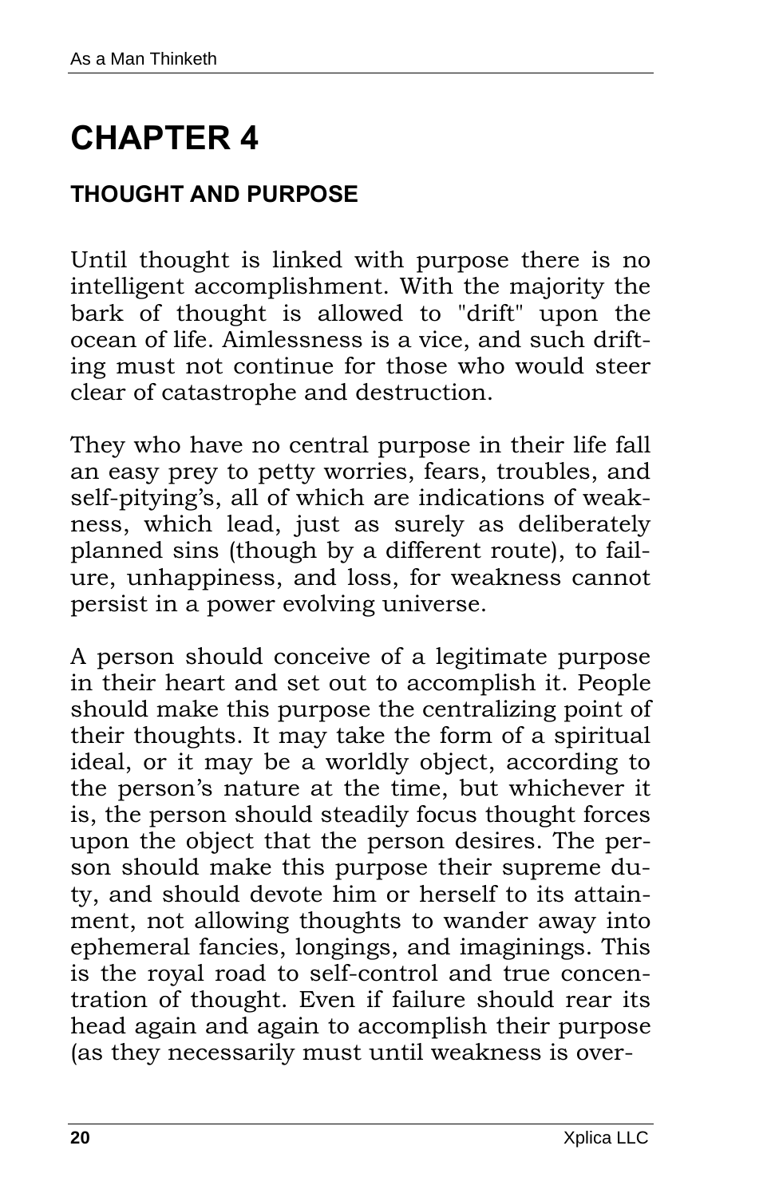# CHAPTER 4

## THOUGHT AND PURPOSE

Until thought is linked with purpose there is no intelligent accomplishment. With the majority the bark of thought is allowed to "drift" upon the ocean of life. Aimlessness is a vice, and such drifting must not continue for those who would steer clear of catastrophe and destruction.

They who have no central purpose in their life fall an easy prey to petty worries, fears, troubles, and self-pitying's, all of which are indications of weakness, which lead, just as surely as deliberately planned sins (though by a different route), to failure, unhappiness, and loss, for weakness cannot persist in a power evolving universe.

A person should conceive of a legitimate purpose in their heart and set out to accomplish it. People should make this purpose the centralizing point of their thoughts. It may take the form of a spiritual ideal, or it may be a worldly object, according to the person's nature at the time, but whichever it is, the person should steadily focus thought forces upon the object that the person desires. The person should make this purpose their supreme duty, and should devote him or herself to its attainment, not allowing thoughts to wander away into ephemeral fancies, longings, and imaginings. This is the royal road to self-control and true concentration of thought. Even if failure should rear its head again and again to accomplish their purpose (as they necessarily must until weakness is over-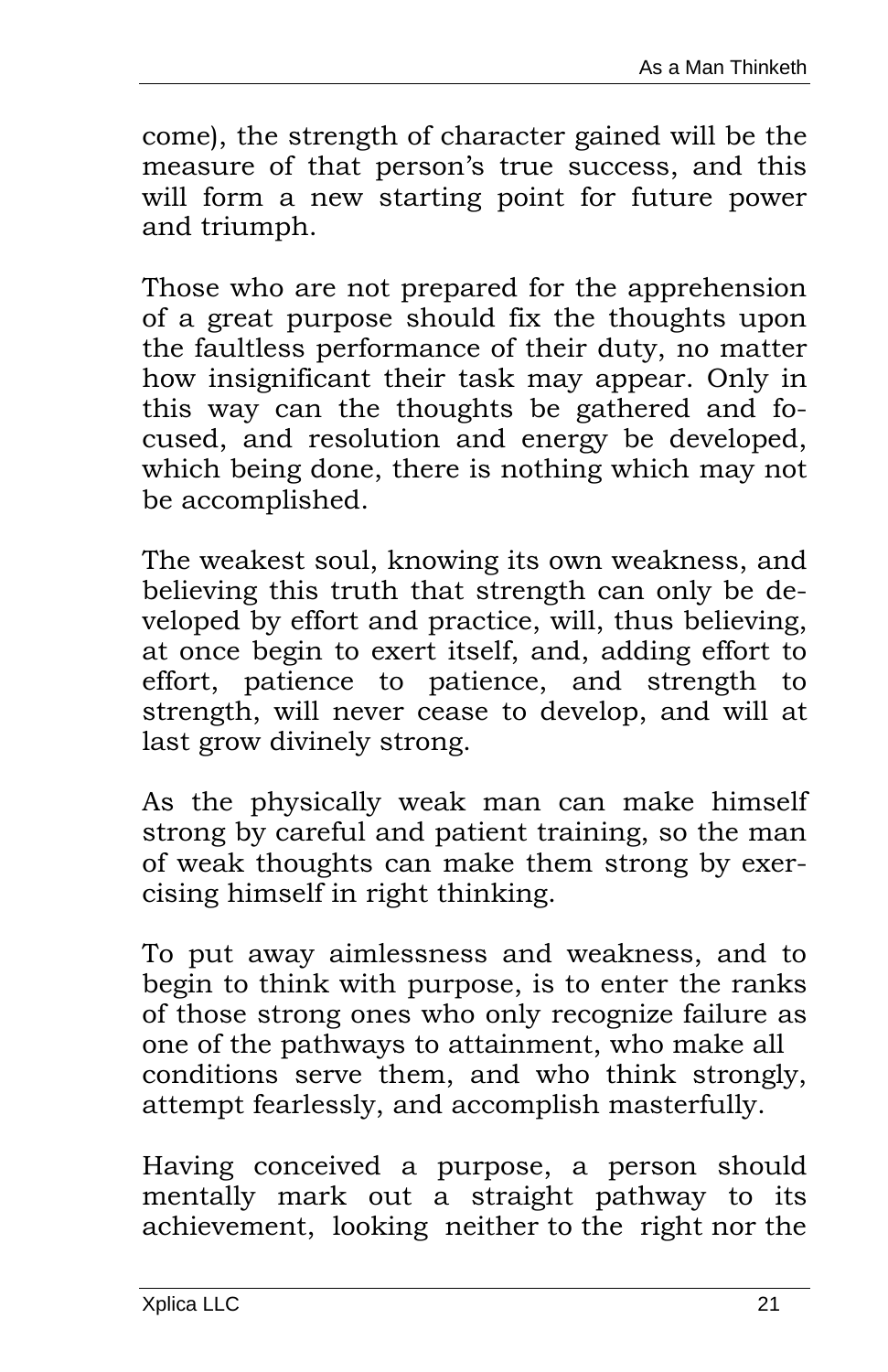come), the strength of character gained will be the measure of that person's true success, and this will form a new starting point for future power and triumph.

Those who are not prepared for the apprehension of a great purpose should fix the thoughts upon the faultless performance of their duty, no matter how insignificant their task may appear. Only in this way can the thoughts be gathered and focused, and resolution and energy be developed, which being done, there is nothing which may not be accomplished.

The weakest soul, knowing its own weakness, and believing this truth that strength can only be developed by effort and practice, will, thus believing, at once begin to exert itself, and, adding effort to effort, patience to patience, and strength to strength, will never cease to develop, and will at last grow divinely strong.

As the physically weak man can make himself strong by careful and patient training, so the man of weak thoughts can make them strong by exercising himself in right thinking.

To put away aimlessness and weakness, and to begin to think with purpose, is to enter the ranks of those strong ones who only recognize failure as one of the pathways to attainment, who make all conditions serve them, and who think strongly, attempt fearlessly, and accomplish masterfully.

Having conceived a purpose, a person should mentally mark out a straight pathway to its achievement, looking neither to the right nor the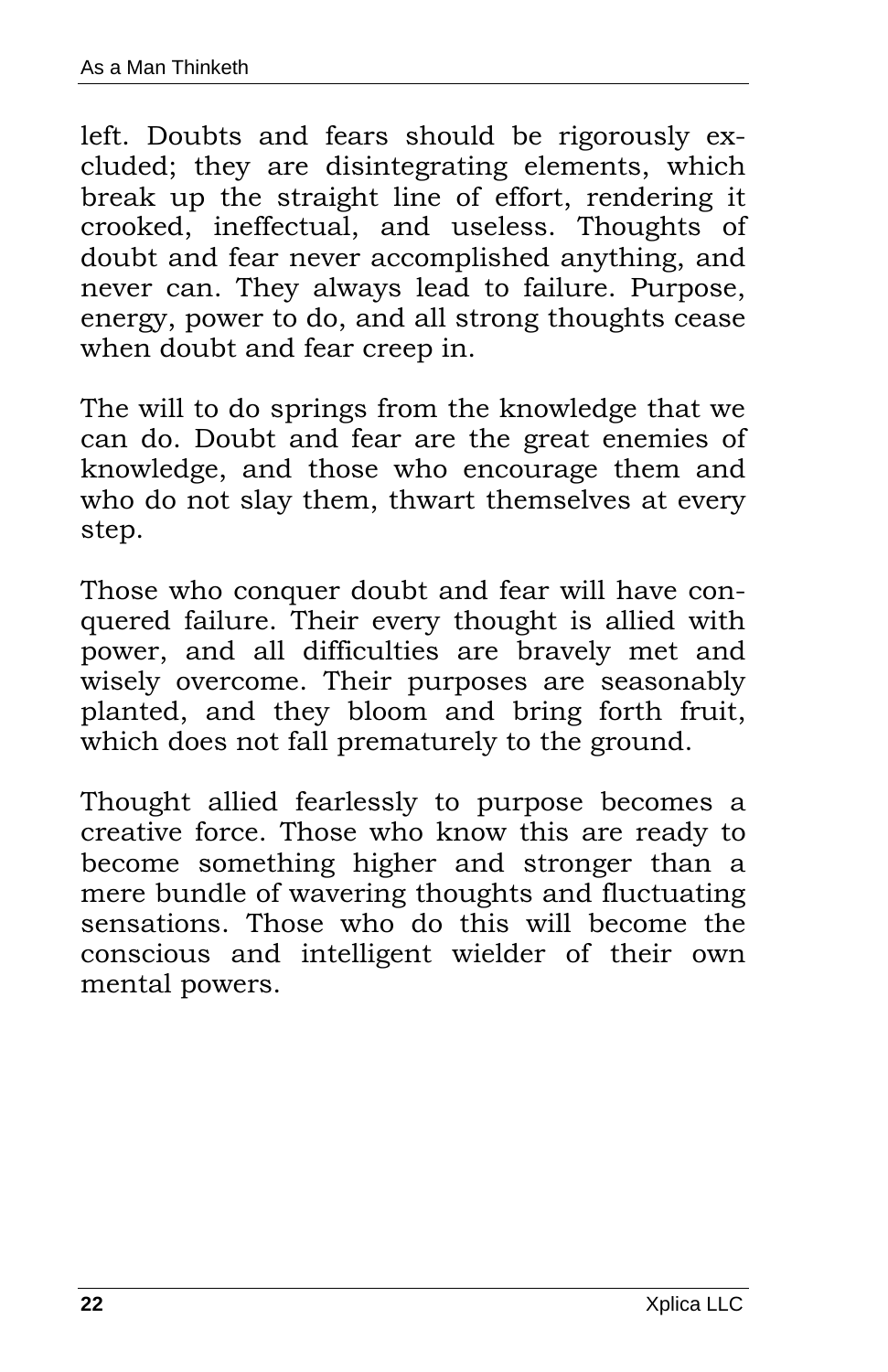left. Doubts and fears should be rigorously excluded; they are disintegrating elements, which break up the straight line of effort, rendering it crooked, ineffectual, and useless. Thoughts of doubt and fear never accomplished anything, and never can. They always lead to failure. Purpose, energy, power to do, and all strong thoughts cease when doubt and fear creep in.

The will to do springs from the knowledge that we can do. Doubt and fear are the great enemies of knowledge, and those who encourage them and who do not slay them, thwart themselves at every step.

Those who conquer doubt and fear will have conquered failure. Their every thought is allied with power, and all difficulties are bravely met and wisely overcome. Their purposes are seasonably planted, and they bloom and bring forth fruit, which does not fall prematurely to the ground.

Thought allied fearlessly to purpose becomes a creative force. Those who know this are ready to become something higher and stronger than a mere bundle of wavering thoughts and fluctuating sensations. Those who do this will become the conscious and intelligent wielder of their own mental powers.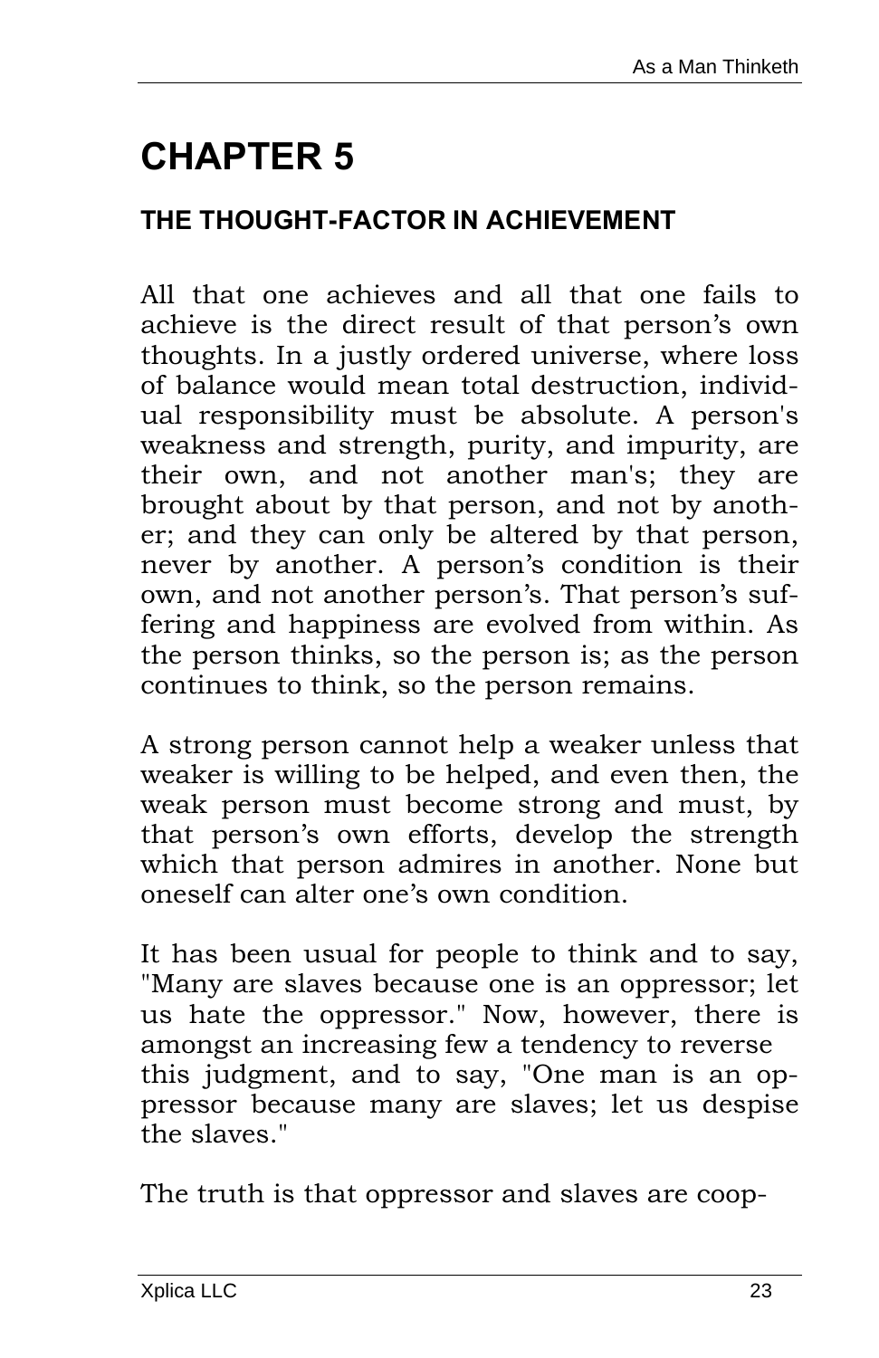# CHAPTER 5

## THE THOUGHT-FACTOR IN ACHIEVEMENT

All that one achieves and all that one fails to achieve is the direct result of that person's own thoughts. In a justly ordered universe, where loss of balance would mean total destruction, individual responsibility must be absolute. A person's weakness and strength, purity, and impurity, are their own, and not another man's; they are brought about by that person, and not by another; and they can only be altered by that person, never by another. A person's condition is their own, and not another person's. That person's suffering and happiness are evolved from within. As the person thinks, so the person is; as the person continues to think, so the person remains.

A strong person cannot help a weaker unless that weaker is willing to be helped, and even then, the weak person must become strong and must, by that person's own efforts, develop the strength which that person admires in another. None but oneself can alter one's own condition.

It has been usual for people to think and to say, "Many are slaves because one is an oppressor; let us hate the oppressor." Now, however, there is amongst an increasing few a tendency to reverse this judgment, and to say, "One man is an oppressor because many are slaves; let us despise the slaves."

The truth is that oppressor and slaves are coop-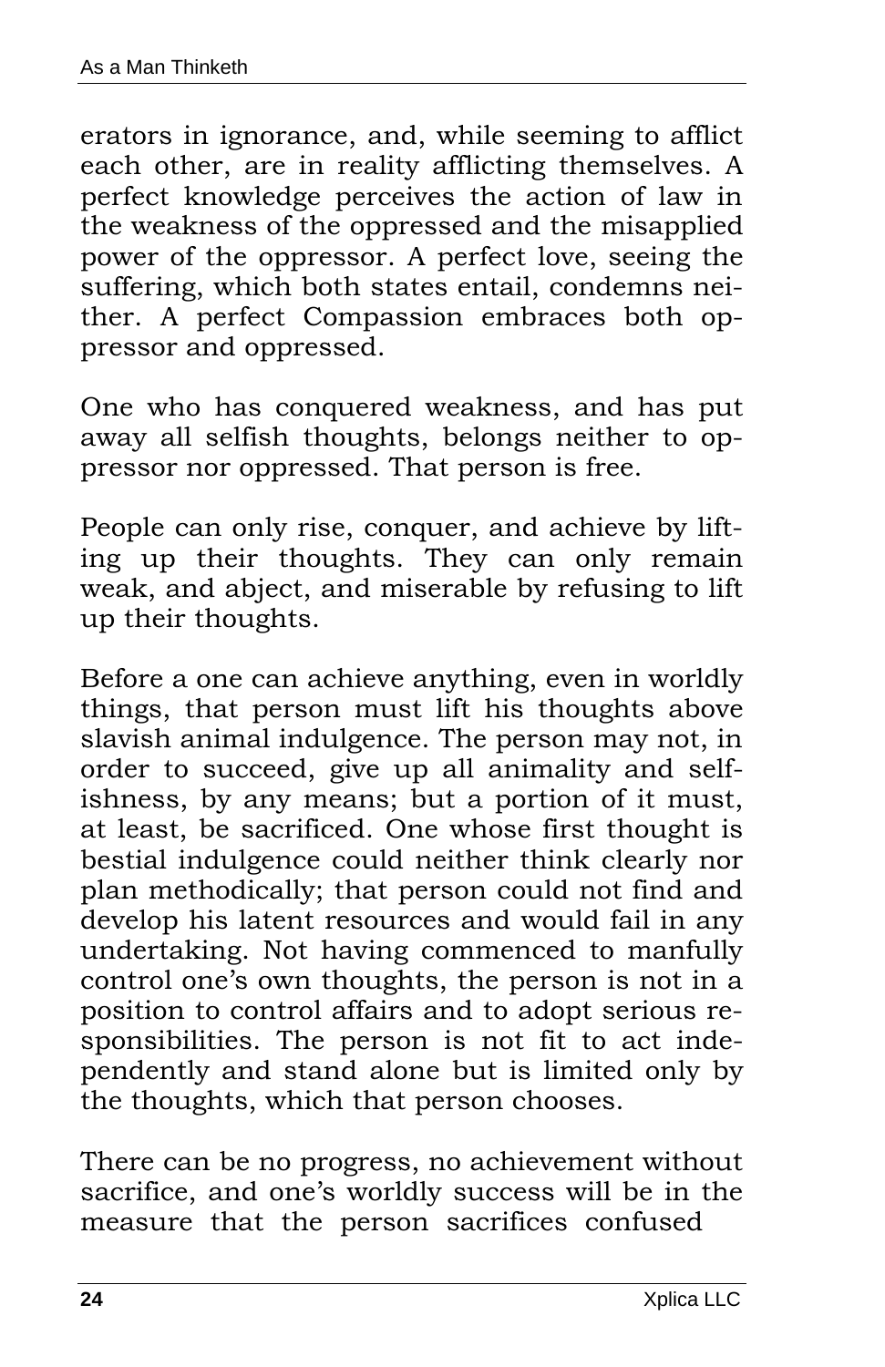erators in ignorance, and, while seeming to afflict each other, are in reality afflicting themselves. A perfect knowledge perceives the action of law in the weakness of the oppressed and the misapplied power of the oppressor. A perfect love, seeing the suffering, which both states entail, condemns neither. A perfect Compassion embraces both oppressor and oppressed.

One who has conquered weakness, and has put away all selfish thoughts, belongs neither to oppressor nor oppressed. That person is free.

People can only rise, conquer, and achieve by lifting up their thoughts. They can only remain weak, and abject, and miserable by refusing to lift up their thoughts.

Before a one can achieve anything, even in worldly things, that person must lift his thoughts above slavish animal indulgence. The person may not, in order to succeed, give up all animality and selfishness, by any means; but a portion of it must, at least, be sacrificed. One whose first thought is bestial indulgence could neither think clearly nor plan methodically; that person could not find and develop his latent resources and would fail in any undertaking. Not having commenced to manfully control one's own thoughts, the person is not in a position to control affairs and to adopt serious responsibilities. The person is not fit to act independently and stand alone but is limited only by the thoughts, which that person chooses.

There can be no progress, no achievement without sacrifice, and one's worldly success will be in the measure that the person sacrifices confused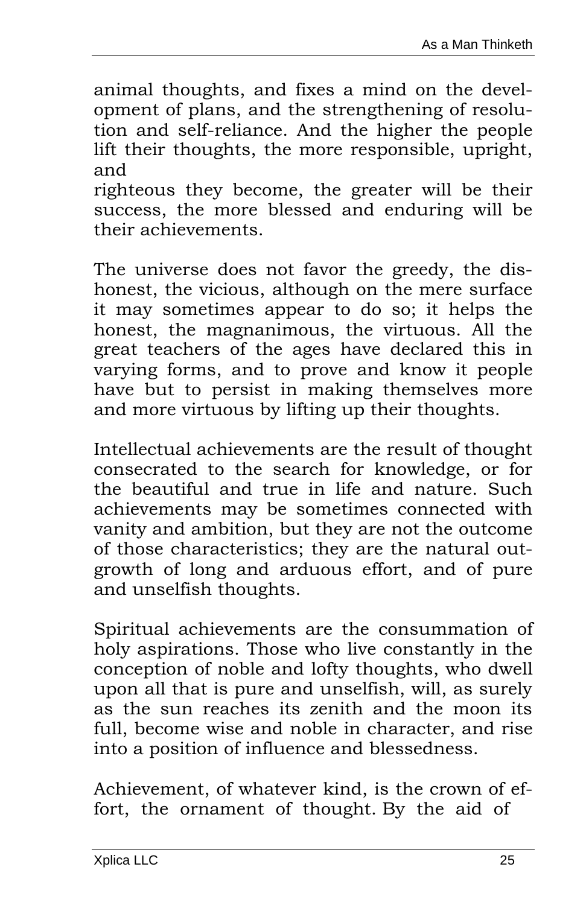animal thoughts, and fixes a mind on the development of plans, and the strengthening of resolution and self-reliance. And the higher the people lift their thoughts, the more responsible, upright, and righteous they become, the greater will be their success, the more blessed and enduring will be their achievements.

The universe does not favor the greedy, the dishonest, the vicious, although on the mere surface it may sometimes appear to do so; it helps the honest, the magnanimous, the virtuous. All the great teachers of the ages have declared this in varying forms, and to prove and know it people have but to persist in making themselves more and more virtuous by lifting up their thoughts.

Intellectual achievements are the result of thought consecrated to the search for knowledge, or for the beautiful and true in life and nature. Such achievements may be sometimes connected with vanity and ambition, but they are not the outcome of those characteristics; they are the natural outgrowth of long and arduous effort, and of pure and unselfish thoughts.

Spiritual achievements are the consummation of holy aspirations. Those who live constantly in the conception of noble and lofty thoughts, who dwell upon all that is pure and unselfish, will, as surely as the sun reaches its zenith and the moon its full, become wise and noble in character, and rise into a position of influence and blessedness.

Achievement, of whatever kind, is the crown of effort, the ornament of thought. By the aid of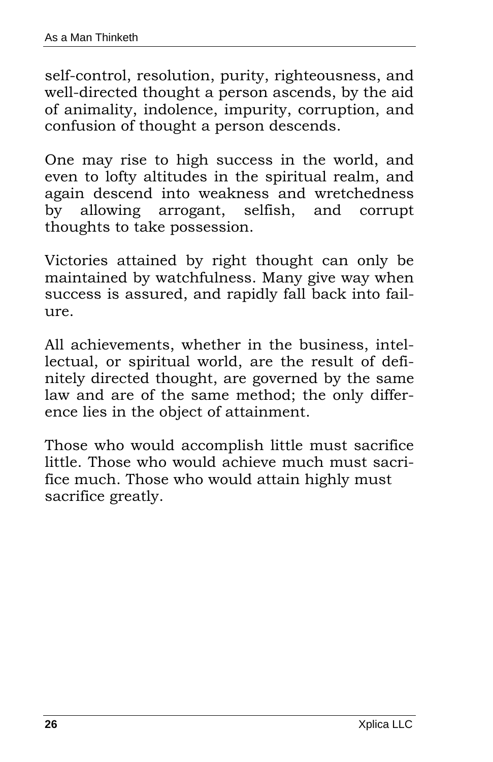self-control, resolution, purity, righteousness, and well-directed thought a person ascends, by the aid of animality, indolence, impurity, corruption, and confusion of thought a person descends.

One may rise to high success in the world, and even to lofty altitudes in the spiritual realm, and again descend into weakness and wretchedness by allowing arrogant, selfish, and corrupt thoughts to take possession.

Victories attained by right thought can only be maintained by watchfulness. Many give way when success is assured, and rapidly fall back into failure.

All achievements, whether in the business, intellectual, or spiritual world, are the result of definitely directed thought, are governed by the same law and are of the same method; the only difference lies in the object of attainment.

Those who would accomplish little must sacrifice little. Those who would achieve much must sacrifice much. Those who would attain highly must sacrifice greatly.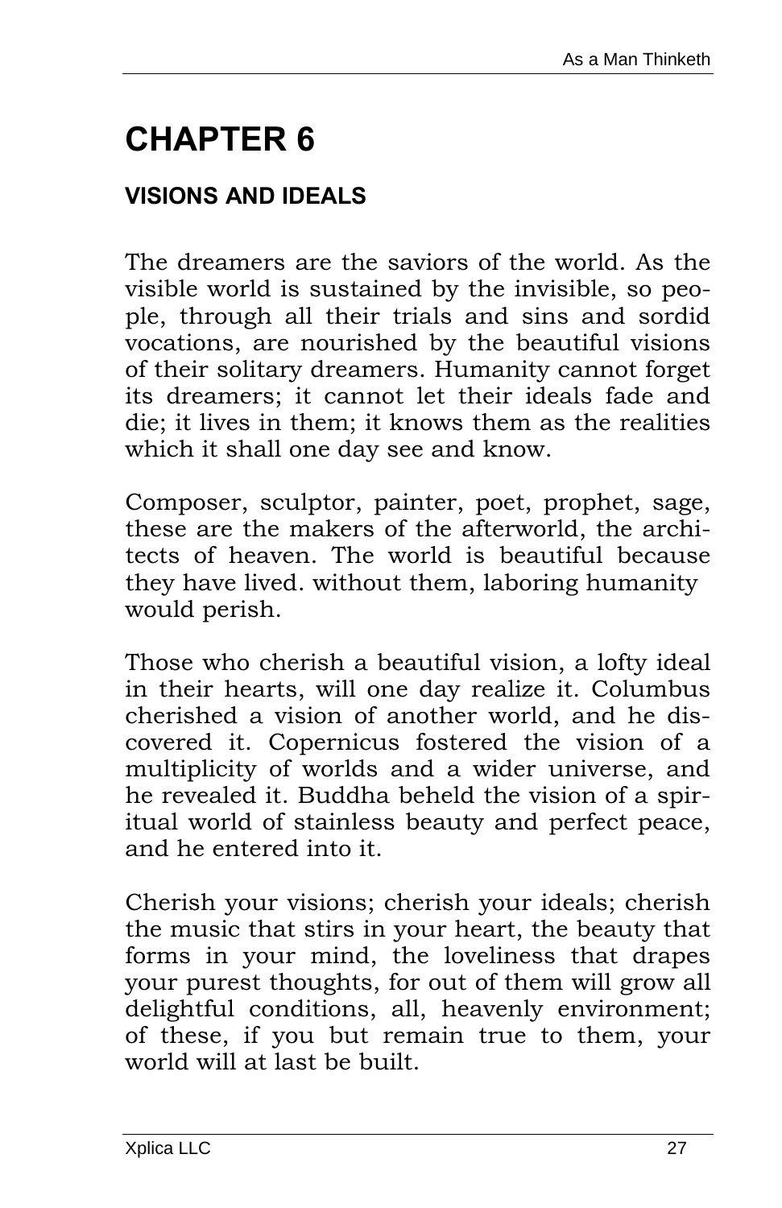# CHAPTER 6

## VISIONS AND IDEALS

The dreamers are the saviors of the world. As the visible world is sustained by the invisible, so people, through all their trials and sins and sordid vocations, are nourished by the beautiful visions of their solitary dreamers. Humanity cannot forget its dreamers; it cannot let their ideals fade and die; it lives in them; it knows them as the realities which it shall one day see and know.

Composer, sculptor, painter, poet, prophet, sage, these are the makers of the afterworld, the architects of heaven. The world is beautiful because they have lived. without them, laboring humanity would perish.

Those who cherish a beautiful vision, a lofty ideal in their hearts, will one day realize it. Columbus cherished a vision of another world, and he discovered it. Copernicus fostered the vision of a multiplicity of worlds and a wider universe, and he revealed it. Buddha beheld the vision of a spiritual world of stainless beauty and perfect peace, and he entered into it.

Cherish your visions; cherish your ideals; cherish the music that stirs in your heart, the beauty that forms in your mind, the loveliness that drapes your purest thoughts, for out of them will grow all delightful conditions, all, heavenly environment; of these, if you but remain true to them, your world will at last be built.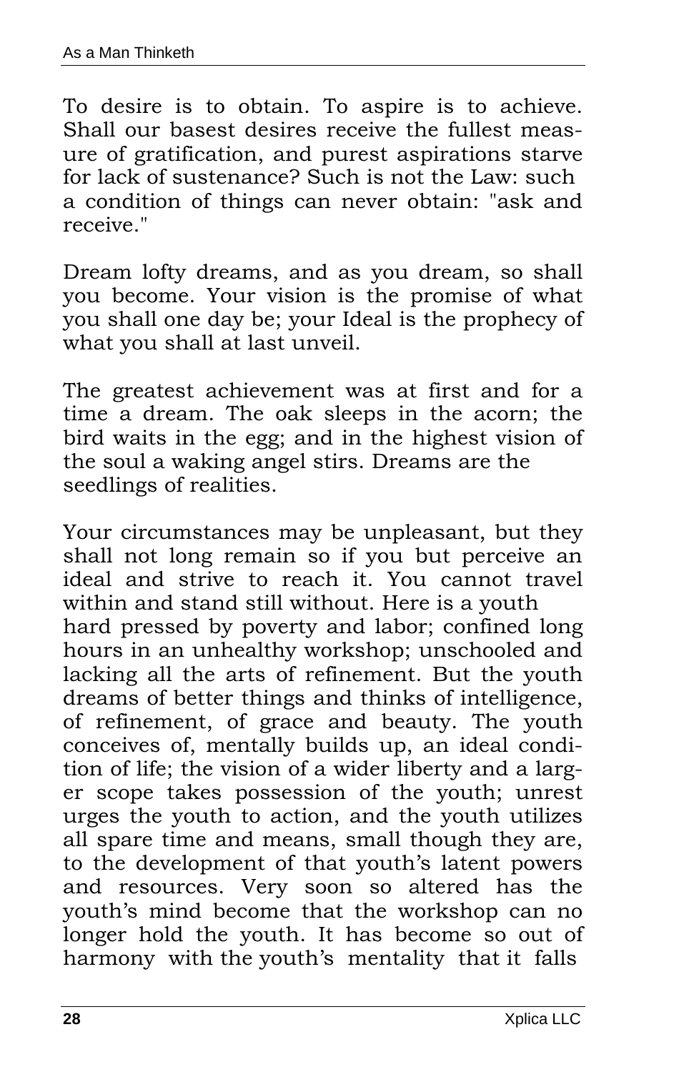To desire is to obtain. To aspire is to achieve. Shall our basest desires receive the fullest measure of gratification, and purest aspirations starve for lack of sustenance? Such is not the Law: such a condition of things can never obtain: "ask and receive."

Dream lofty dreams, and as you dream, so shall you become. Your vision is the promise of what you shall one day be; your Ideal is the prophecy of what you shall at last unveil.

The greatest achievement was at first and for a time a dream. The oak sleeps in the acorn; the bird waits in the egg; and in the highest vision of the soul a waking angel stirs. Dreams are the seedlings of realities.

Your circumstances may be unpleasant, but they shall not long remain so if you but perceive an ideal and strive to reach it. You cannot travel within and stand still without. Here is a youth hard pressed by poverty and labor; confined long hours in an unhealthy workshop; unschooled and lacking all the arts of refinement. But the youth dreams of better things and thinks of intelligence, of refinement, of grace and beauty. The youth conceives of, mentally builds up, an ideal condition of life; the vision of a wider liberty and a larger scope takes possession of the youth; unrest urges the youth to action, and the youth utilizes all spare time and means, small though they are, to the development of that youth's latent powers and resources. Very soon so altered has the youth's mind become that the workshop can no longer hold the youth. It has become so out of harmony with the youth's mentality that it falls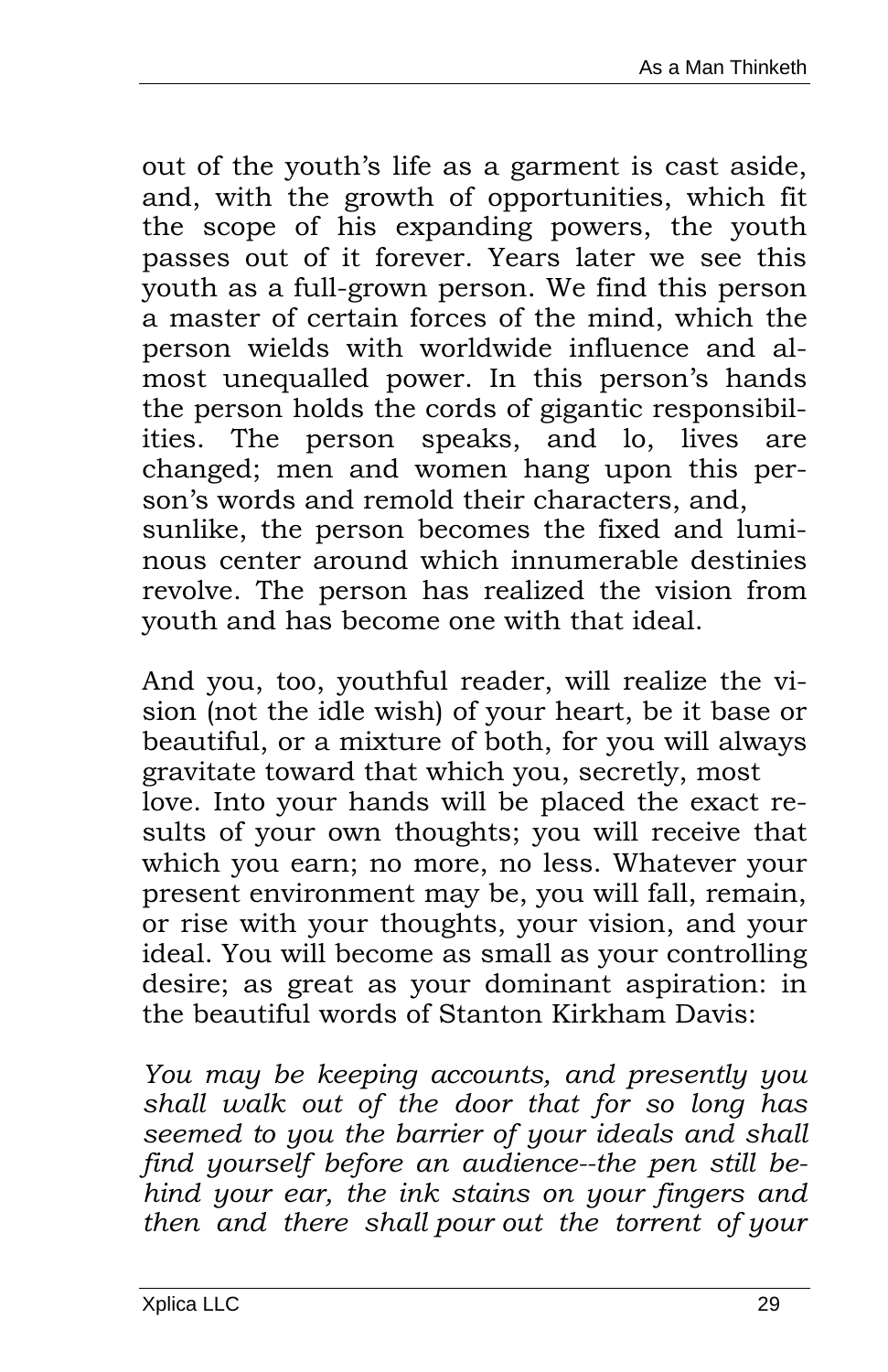out of the youth's life as a garment is cast aside, and, with the growth of opportunities, which fit the scope of his expanding powers, the youth passes out of it forever. Years later we see this youth as a full-grown person. We find this person a master of certain forces of the mind, which the person wields with worldwide influence and almost unequalled power. In this person's hands the person holds the cords of gigantic responsibilities. The person speaks, and lo, lives are changed; men and women hang upon this person's words and remold their characters, and, sunlike, the person becomes the fixed and luminous center around which innumerable destinies revolve. The person has realized the vision from youth and has become one with that ideal.

And you, too, youthful reader, will realize the vision (not the idle wish) of your heart, be it base or beautiful, or a mixture of both, for you will always gravitate toward that which you, secretly, most love. Into your hands will be placed the exact results of your own thoughts; you will receive that which you earn; no more, no less. Whatever your present environment may be, you will fall, remain, or rise with your thoughts, your vision, and your ideal. You will become as small as your controlling desire; as great as your dominant aspiration: in the beautiful words of Stanton Kirkham Davis:

*You may be keeping accounts, and presently you shall walk out of the door that for so long has seemed to you the barrier of your ideals and shall find yourself before an audience--the pen still behind your ear, the ink stains on your fingers and then and there shall pour out the torrent of your*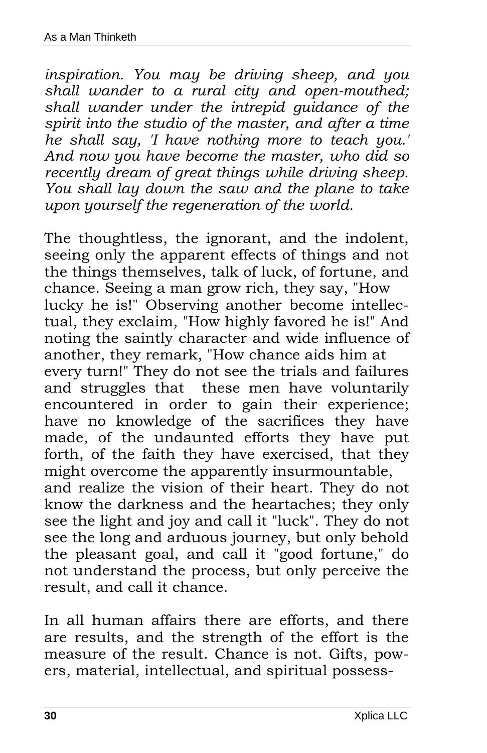*inspiration. You may be driving sheep, and you shall wander to a rural city and open-mouthed; shall wander under the intrepid guidance of the spirit into the studio of the master, and after a time he shall say, 'I have nothing more to teach you.' And now you have become the master, who did so recently dream of great things while driving sheep. You shall lay down the saw and the plane to take upon yourself the regeneration of the world.*

The thoughtless, the ignorant, and the indolent, seeing only the apparent effects of things and not the things themselves, talk of luck, of fortune, and chance. Seeing a man grow rich, they say, "How lucky he is!" Observing another become intellectual, they exclaim, "How highly favored he is!" And noting the saintly character and wide influence of another, they remark, "How chance aids him at every turn!" They do not see the trials and failures and struggles that these men have voluntarily encountered in order to gain their experience; have no knowledge of the sacrifices they have made, of the undaunted efforts they have put forth, of the faith they have exercised, that they might overcome the apparently insurmountable, and realize the vision of their heart. They do not know the darkness and the heartaches; they only see the light and joy and call it "luck". They do not see the long and arduous journey, but only behold the pleasant goal, and call it "good fortune," do not understand the process, but only perceive the result, and call it chance.

In all human affairs there are efforts, and there are results, and the strength of the effort is the measure of the result. Chance is not. Gifts, powers, material, intellectual, and spiritual possess-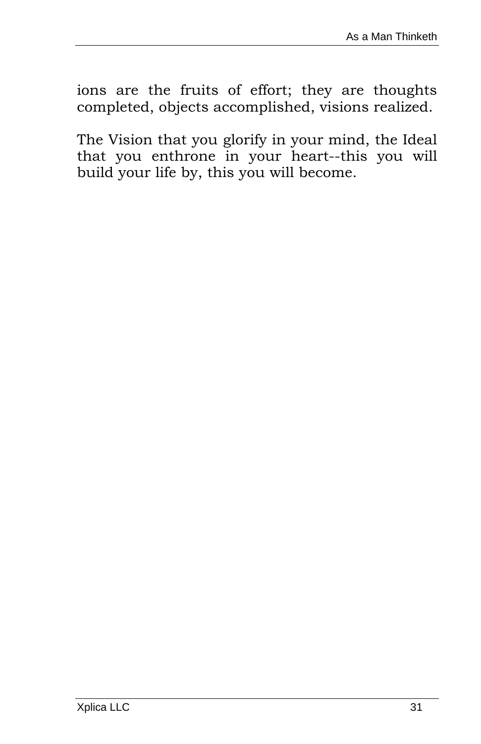ions are the fruits of effort; they are thoughts completed, objects accomplished, visions realized.

The Vision that you glorify in your mind, the Ideal that you enthrone in your heart--this you will build your life by, this you will become.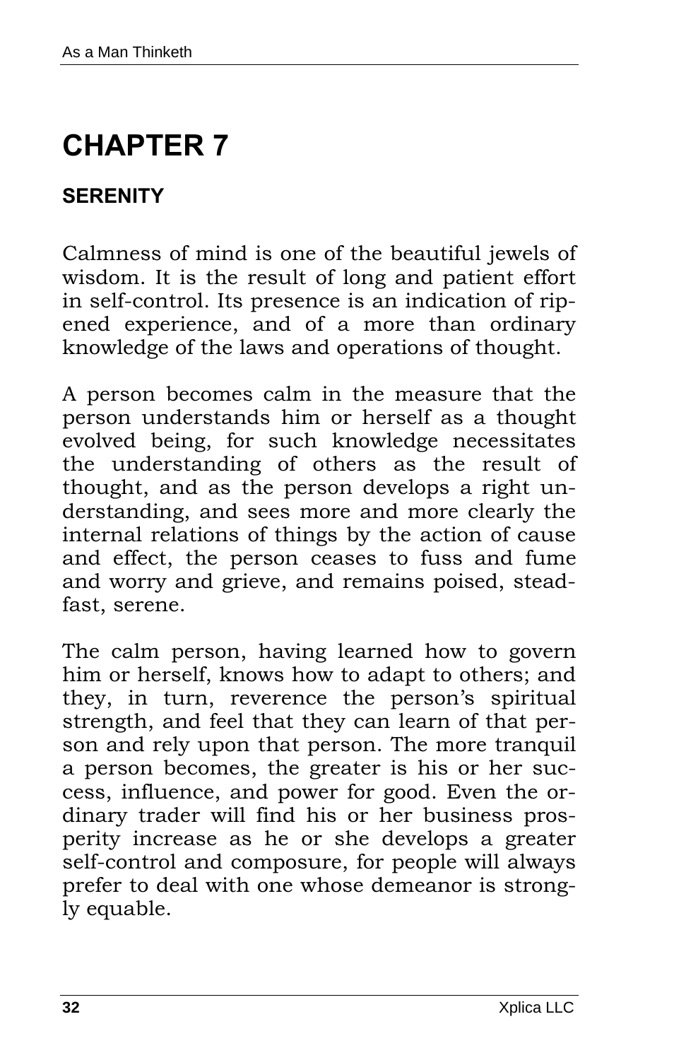# CHAPTER 7

## SERENITY

Calmness of mind is one of the beautiful jewels of wisdom. It is the result of long and patient effort in self-control. Its presence is an indication of ripened experience, and of a more than ordinary knowledge of the laws and operations of thought.

A person becomes calm in the measure that the person understands him or herself as a thought evolved being, for such knowledge necessitates the understanding of others as the result of thought, and as the person develops a right understanding, and sees more and more clearly the internal relations of things by the action of cause and effect, the person ceases to fuss and fume and worry and grieve, and remains poised, steadfast, serene.

The calm person, having learned how to govern him or herself, knows how to adapt to others; and they, in turn, reverence the person's spiritual strength, and feel that they can learn of that person and rely upon that person. The more tranquil a person becomes, the greater is his or her success, influence, and power for good. Even the ordinary trader will find his or her business prosperity increase as he or she develops a greater self-control and composure, for people will always prefer to deal with one whose demeanor is strongly equable.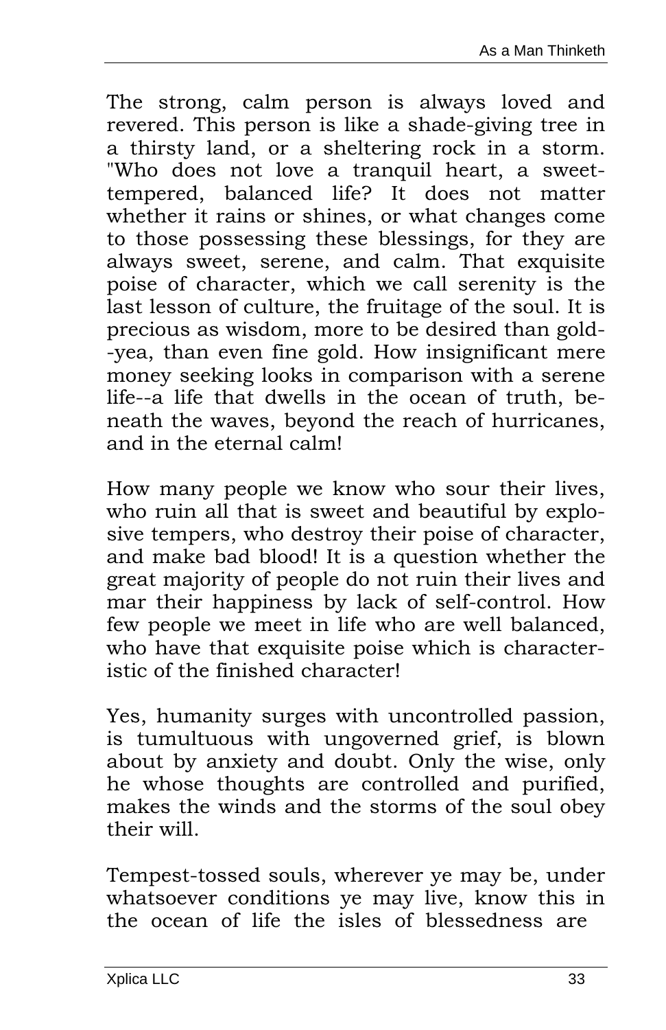The strong, calm person is always loved and revered. This person is like a shade-giving tree in a thirsty land, or a sheltering rock in a storm. "Who does not love a tranquil heart, a sweet-tempered, balanced life? It does not matter whether it rains or shines, or what changes come to those possessing these blessings, for they are always sweet, serene, and calm. That exquisite poise of character, which we call serenity is the last lesson of culture, the fruitage of the soul. It is precious as wisdom, more to be desired than gold--yea, than even fine gold. How insignificant mere money seeking looks in comparison with a serene life--a life that dwells in the ocean of truth, beneath the waves, beyond the reach of hurricanes, and in the eternal calm!

How many people we know who sour their lives, who ruin all that is sweet and beautiful by explosive tempers, who destroy their poise of character, and make bad blood! It is a question whether the great majority of people do not ruin their lives and mar their happiness by lack of self-control. How few people we meet in life who are well balanced, who have that exquisite poise which is characteristic of the finished character!

Yes, humanity surges with uncontrolled passion, is tumultuous with ungoverned grief, is blown about by anxiety and doubt. Only the wise, only he whose thoughts are controlled and purified, makes the winds and the storms of the soul obey their will.

Tempest-tossed souls, wherever ye may be, under whatsoever conditions ye may live, know this in the ocean of life the isles of blessedness are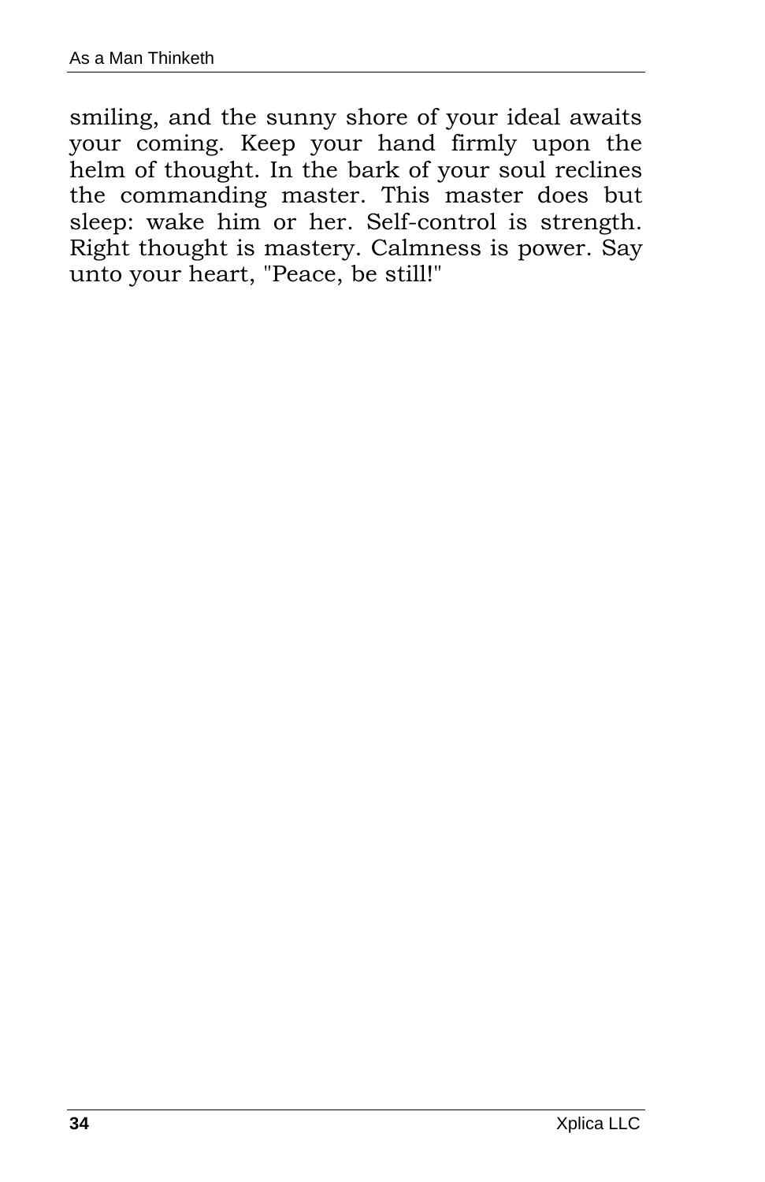smiling, and the sunny shore of your ideal awaits your coming. Keep your hand firmly upon the helm of thought. In the bark of your soul reclines the commanding master. This master does but sleep: wake him or her. Self-control is strength. Right thought is mastery. Calmness is power. Say unto your heart, "Peace, be still!"